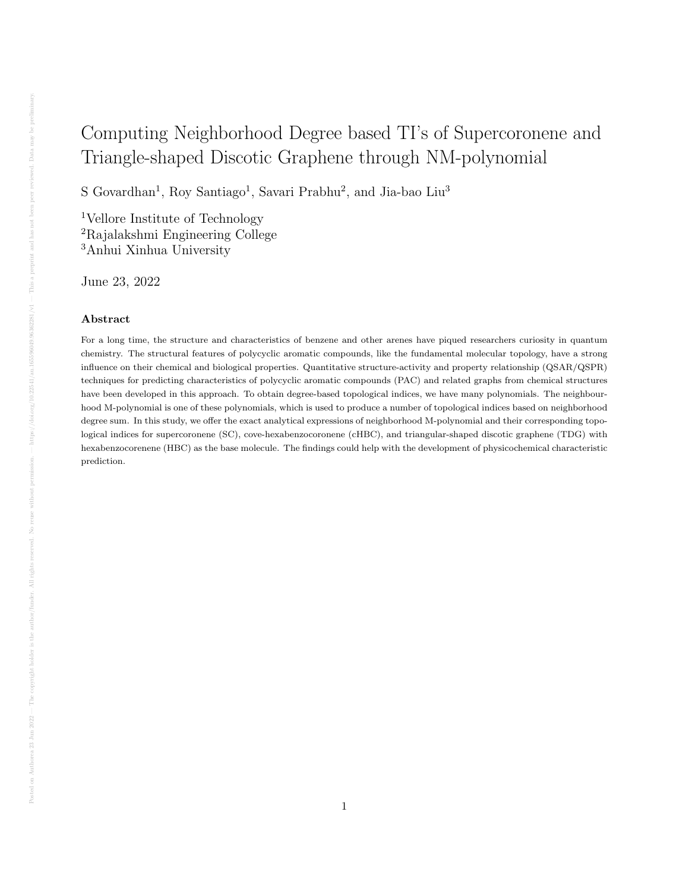# Computing Neighborhood Degree based TI's of Supercoronene and Triangle-shaped Discotic Graphene through NM-polynomial

S Govardhan[1], Roy Santiago[1], Savari Prabhu[2], and Jia-bao Liu[3]

[1]Vellore Institute of Technology
[2]Rajalakshmi Engineering College
[3]Anhui Xinhua University

June 23, 2022

## Abstract

For a long time, the structure and characteristics of benzene and other arenes have piqued researchers curiosity in quantum chemistry. The structural features of polycyclic aromatic compounds, like the fundamental molecular topology, have a strong influence on their chemical and biological properties. Quantitative structure-activity and property relationship (QSAR/QSPR) techniques for predicting characteristics of polycyclic aromatic compounds (PAC) and related graphs from chemical structures have been developed in this approach. To obtain degree-based topological indices, we have many polynomials. The neighbourhood M-polynomial is one of these polynomials, which is used to produce a number of topological indices based on neighborhood degree sum. In this study, we offer the exact analytical expressions of neighborhood M-polynomial and their corresponding topological indices for supercoronene (SC), cove-hexabenzocoronene (cHBC), and triangular-shaped discotic graphene (TDG) with hexabenzocorenene (HBC) as the base molecule. The findings could help with the development of physicochemical characteristic prediction.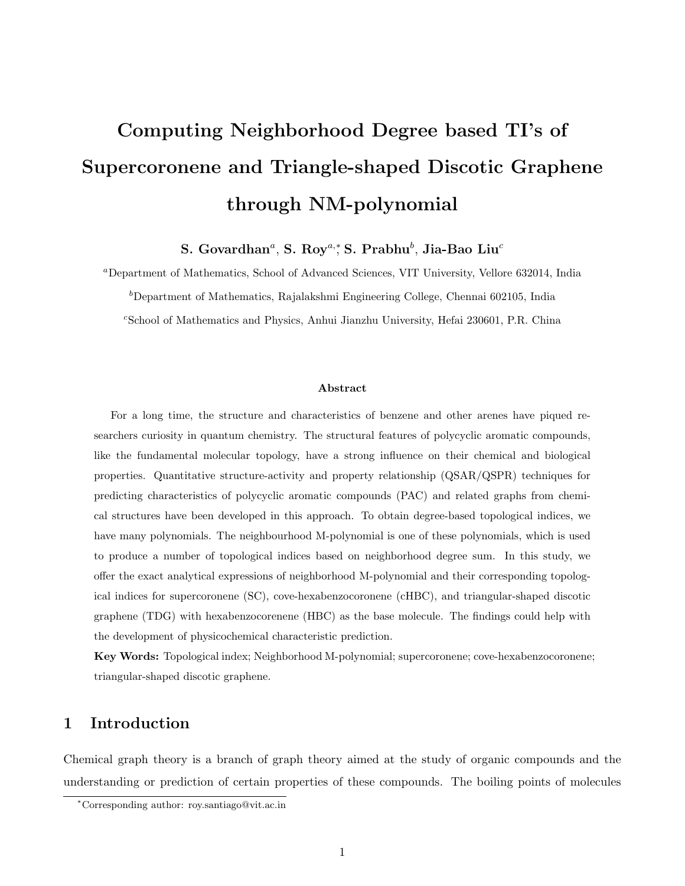# Computing Neighborhood Degree based TI's of Supercoronene and Triangle-shaped Discotic Graphene through NM-polynomial

**S. Govardhan**[a], **S. Roy**[a,*], **S. Prabhu**[b], **Jia-Bao Liu**[c]

[a]Department of Mathematics, School of Advanced Sciences, VIT University, Vellore 632014, India

[b]Department of Mathematics, Rajalakshmi Engineering College, Chennai 602105, India

[c]School of Mathematics and Physics, Anhui Jianzhu University, Hefai 230601, P.R. China

### Abstract

For a long time, the structure and characteristics of benzene and other arenes have piqued researchers curiosity in quantum chemistry. The structural features of polycyclic aromatic compounds, like the fundamental molecular topology, have a strong influence on their chemical and biological properties. Quantitative structure-activity and property relationship (QSAR/QSPR) techniques for predicting characteristics of polycyclic aromatic compounds (PAC) and related graphs from chemical structures have been developed in this approach. To obtain degree-based topological indices, we have many polynomials. The neighbourhood M-polynomial is one of these polynomials, which is used to produce a number of topological indices based on neighborhood degree sum. In this study, we offer the exact analytical expressions of neighborhood M-polynomial and their corresponding topological indices for supercoronene (SC), cove-hexabenzocoronene (cHBC), and triangular-shaped discotic graphene (TDG) with hexabenzocorenene (HBC) as the base molecule. The findings could help with the development of physicochemical characteristic prediction.

**Key Words:** Topological index; Neighborhood M-polynomial; supercoronene; cove-hexabenzocoronene; triangular-shaped discotic graphene.

## 1 Introduction

Chemical graph theory is a branch of graph theory aimed at the study of organic compounds and the understanding or prediction of certain properties of these compounds. The boiling points of molecules

*Corresponding author: roy.santiago@vit.ac.in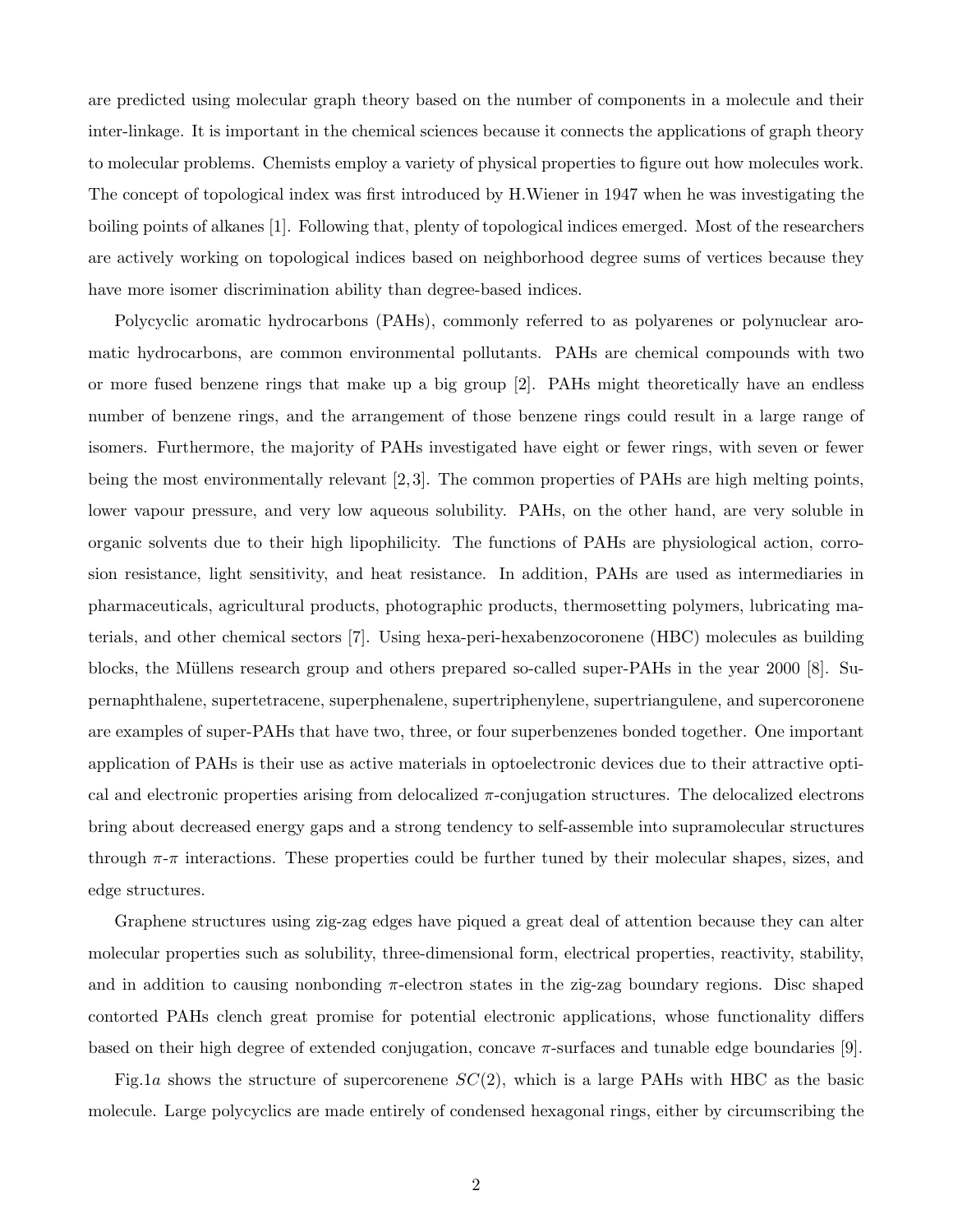are predicted using molecular graph theory based on the number of components in a molecule and their inter-linkage. It is important in the chemical sciences because it connects the applications of graph theory to molecular problems. Chemists employ a variety of physical properties to figure out how molecules work. The concept of topological index was first introduced by H.Wiener in 1947 when he was investigating the boiling points of alkanes [1]. Following that, plenty of topological indices emerged. Most of the researchers are actively working on topological indices based on neighborhood degree sums of vertices because they have more isomer discrimination ability than degree-based indices.

Polycyclic aromatic hydrocarbons (PAHs), commonly referred to as polyarenes or polynuclear aromatic hydrocarbons, are common environmental pollutants. PAHs are chemical compounds with two or more fused benzene rings that make up a big group [2]. PAHs might theoretically have an endless number of benzene rings, and the arrangement of those benzene rings could result in a large range of isomers. Furthermore, the majority of PAHs investigated have eight or fewer rings, with seven or fewer being the most environmentally relevant [2, 3]. The common properties of PAHs are high melting points, lower vapour pressure, and very low aqueous solubility. PAHs, on the other hand, are very soluble in organic solvents due to their high lipophilicity. The functions of PAHs are physiological action, corrosion resistance, light sensitivity, and heat resistance. In addition, PAHs are used as intermediaries in pharmaceuticals, agricultural products, photographic products, thermosetting polymers, lubricating materials, and other chemical sectors [7]. Using hexa-peri-hexabenzocoronene (HBC) molecules as building blocks, the Müllens research group and others prepared so-called super-PAHs in the year 2000 [8]. Supernaphthalene, supertetracene, superphenalene, supertriphenylene, supertriangulene, and supercoronene are examples of super-PAHs that have two, three, or four superbenzenes bonded together. One important application of PAHs is their use as active materials in optoelectronic devices due to their attractive optical and electronic properties arising from delocalized $\pi$-conjugation structures. The delocalized electrons bring about decreased energy gaps and a strong tendency to self-assemble into supramolecular structures through $\pi$-$\pi$ interactions. These properties could be further tuned by their molecular shapes, sizes, and edge structures.

Graphene structures using zig-zag edges have piqued a great deal of attention because they can alter molecular properties such as solubility, three-dimensional form, electrical properties, reactivity, stability, and in addition to causing nonbonding $\pi$-electron states in the zig-zag boundary regions. Disc shaped contorted PAHs clench great promise for potential electronic applications, whose functionality differs based on their high degree of extended conjugation, concave $\pi$-surfaces and tunable edge boundaries [9].

Fig.1$a$ shows the structure of supercorenene $SC(2)$, which is a large PAHs with HBC as the basic molecule. Large polycyclics are made entirely of condensed hexagonal rings, either by circumscribing the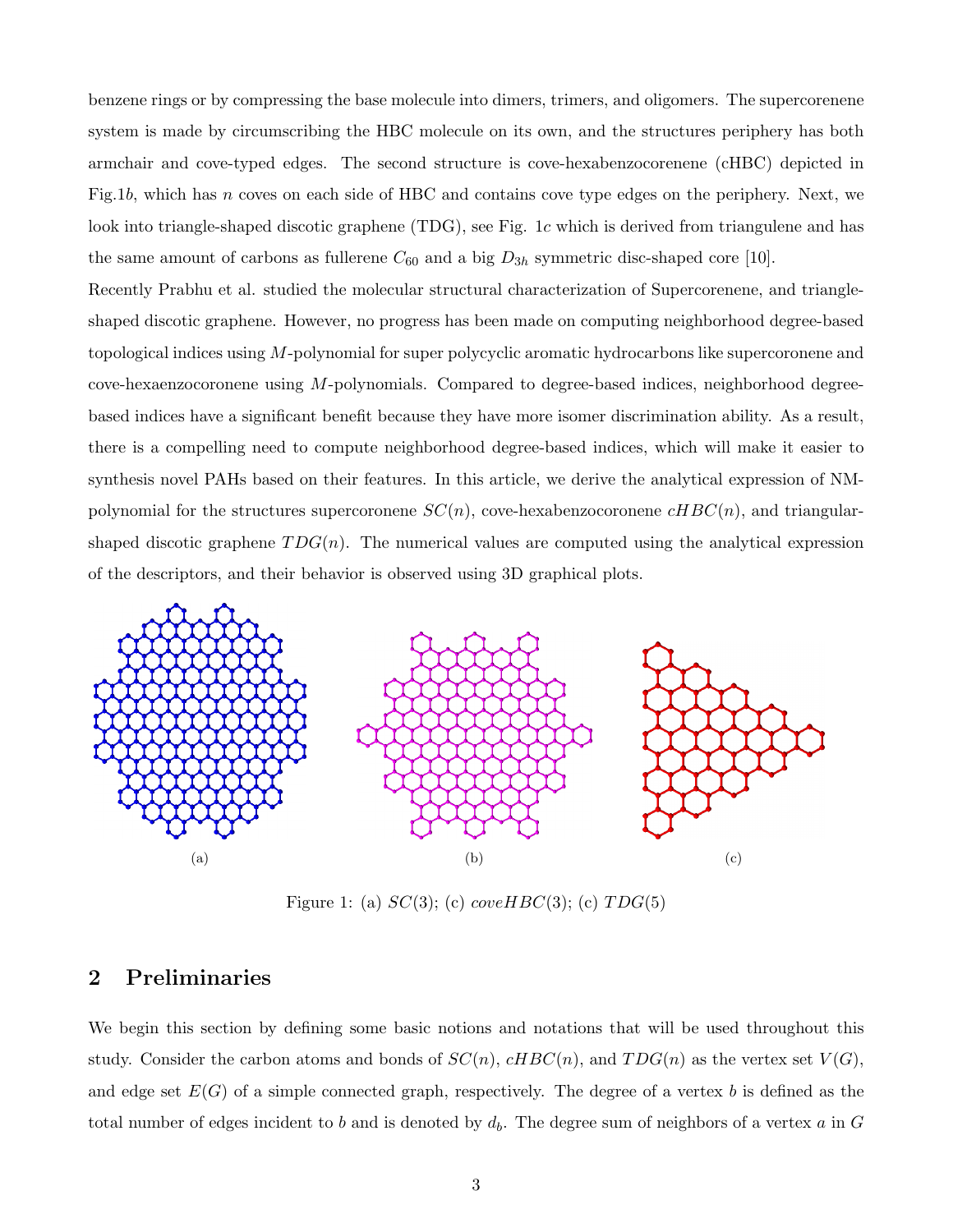benzene rings or by compressing the base molecule into dimers, trimers, and oligomers. The supercorenene system is made by circumscribing the HBC molecule on its own, and the structures periphery has both armchair and cove-typed edges. The second structure is cove-hexabenzocorenene (cHBC) depicted in Fig.1$b$, which has $n$ coves on each side of HBC and contains cove type edges on the periphery. Next, we look into triangle-shaped discotic graphene (TDG), see Fig. 1$c$ which is derived from triangulene and has the same amount of carbons as fullerene $C_{60}$ and a big $D_{3h}$ symmetric disc-shaped core [10].

Recently Prabhu et al. studied the molecular structural characterization of Supercorenene, and triangle-shaped discotic graphene. However, no progress has been made on computing neighborhood degree-based topological indices using $M$-polynomial for super polycyclic aromatic hydrocarbons like supercoronene and cove-hexaenzocoronene using $M$-polynomials. Compared to degree-based indices, neighborhood degree-based indices have a significant benefit because they have more isomer discrimination ability. As a result, there is a compelling need to compute neighborhood degree-based indices, which will make it easier to synthesis novel PAHs based on their features. In this article, we derive the analytical expression of NM-polynomial for the structures supercoronene $SC(n)$, cove-hexabenzocoronene $cHBC(n)$, and triangular-shaped discotic graphene $TDG(n)$. The numerical values are computed using the analytical expression of the descriptors, and their behavior is observed using 3D graphical plots.

(a) (b) (c)

Figure 1: (a) $SC(3)$; (c) $coveHBC(3)$; (c) $TDG(5)$

## 2 Preliminaries

We begin this section by defining some basic notions and notations that will be used throughout this study. Consider the carbon atoms and bonds of $SC(n)$, $cHBC(n)$, and $TDG(n)$ as the vertex set $V(G)$, and edge set $E(G)$ of a simple connected graph, respectively. The degree of a vertex $b$ is defined as the total number of edges incident to $b$ and is denoted by $d_b$. The degree sum of neighbors of a vertex $a$ in $G$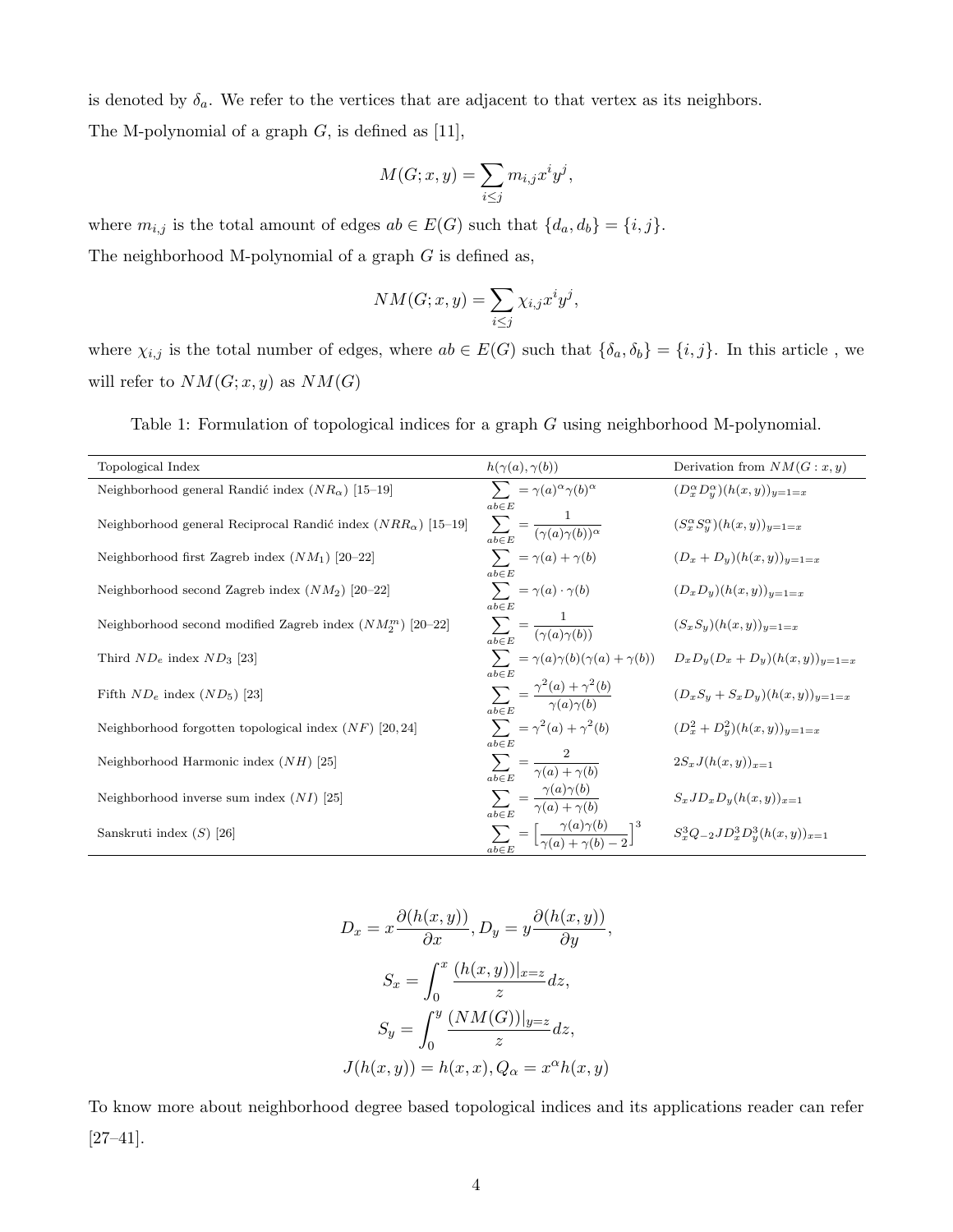is denoted by $\delta_a$. We refer to the vertices that are adjacent to that vertex as its neighbors.

The M-polynomial of a graph $G$, is defined as [11],

$$M(G;x,y) = \sum_{i \leq j} m_{i,j} x^i y^j,$$

where $m_{i,j}$ is the total amount of edges $ab \in E(G)$ such that $\{d_a, d_b\} = \{i,j\}$.

The neighborhood M-polynomial of a graph $G$ is defined as,

$$NM(G;x,y) = \sum_{i \leq j} \chi_{i,j} x^i y^j,$$

where $\chi_{i,j}$ is the total number of edges, where $ab \in E(G)$ such that $\{\delta_a, \delta_b\} = \{i,j\}$. In this article , we will refer to $NM(G;x,y)$ as $NM(G)$

Table 1: Formulation of topological indices for a graph $G$ using neighborhood M-polynomial.

| Topological Index | $h(\gamma(a), \gamma(b))$ | Derivation from $NM(G:x,y)$ |
|---|---|---|
| Neighborhood general Randić index ($NR_\alpha$) [15–19] | $\sum_{ab \in E} = \gamma(a)^\alpha \gamma(b)^\alpha$ | $(D_x^\alpha D_y^\alpha)(h(x,y))_{y=1=x}$ |
| Neighborhood general Reciprocal Randić index ($NRR_\alpha$) [15–19] | $\sum_{ab \in E} = \frac{1}{(\gamma(a)\gamma(b))^\alpha}$ | $(S_x^\alpha S_y^\alpha)(h(x,y))_{y=1=x}$ |
| Neighborhood first Zagreb index ($NM_1$) [20–22] | $\sum_{ab \in E} = \gamma(a) + \gamma(b)$ | $(D_x + D_y)(h(x,y))_{y=1=x}$ |
| Neighborhood second Zagreb index ($NM_2$) [20–22] | $\sum_{ab \in E} = \gamma(a) \cdot \gamma(b)$ | $(D_x D_y)(h(x,y))_{y=1=x}$ |
| Neighborhood second modified Zagreb index ($NM_2^m$) [20–22] | $\sum_{ab \in E} = \frac{1}{(\gamma(a)\gamma(b))}$ | $(S_x S_y)(h(x,y))_{y=1=x}$ |
| Third $ND_e$ index $ND_3$ [23] | $\sum_{ab \in E} = \gamma(a)\gamma(b)(\gamma(a) + \gamma(b))$ | $D_x D_y (D_x + D_y)(h(x,y))_{y=1=x}$ |
| Fifth $ND_e$ index ($ND_5$) [23] | $\sum_{ab \in E} = \frac{\gamma^2(a) + \gamma^2(b)}{\gamma(a)\gamma(b)}$ | $(D_x S_y + S_x D_y)(h(x,y))_{y=1=x}$ |
| Neighborhood forgotten topological index ($NF$) [20, 24] | $\sum_{ab \in E} = \gamma^2(a) + \gamma^2(b)$ | $(D_x^2 + D_y^2)(h(x,y))_{y=1=x}$ |
| Neighborhood Harmonic index ($NH$) [25] | $\sum_{ab \in E} = \frac{2}{\gamma(a) + \gamma(b)}$ | $2S_x J(h(x,y))_{x=1}$ |
| Neighborhood inverse sum index ($NI$) [25] | $\sum_{ab \in E} = \frac{\gamma(a)\gamma(b)}{\gamma(a) + \gamma(b)}$ | $S_x J D_x D_y (h(x,y))_{x=1}$ |
| Sanskruti index ($S$) [26] | $\sum_{ab \in E} = \left[\frac{\gamma(a)\gamma(b)}{\gamma(a) + \gamma(b) - 2}\right]^3$ | $S_x^3 Q_{-2} J D_x^3 D_y^3 (h(x,y))_{x=1}$ |

$$D_x = x\frac{\partial(h(x,y))}{\partial x}, D_y = y\frac{\partial(h(x,y))}{\partial y},$$

$$S_x = \int_0^x \frac{(h(x,y))|_{x=z}}{z} dz,$$

$$S_y = \int_0^y \frac{(NM(G))|_{y=z}}{z} dz,$$

$$J(h(x,y)) = h(x,x), Q_\alpha = x^\alpha h(x,y)$$

To know more about neighborhood degree based topological indices and its applications reader can refer [27–41].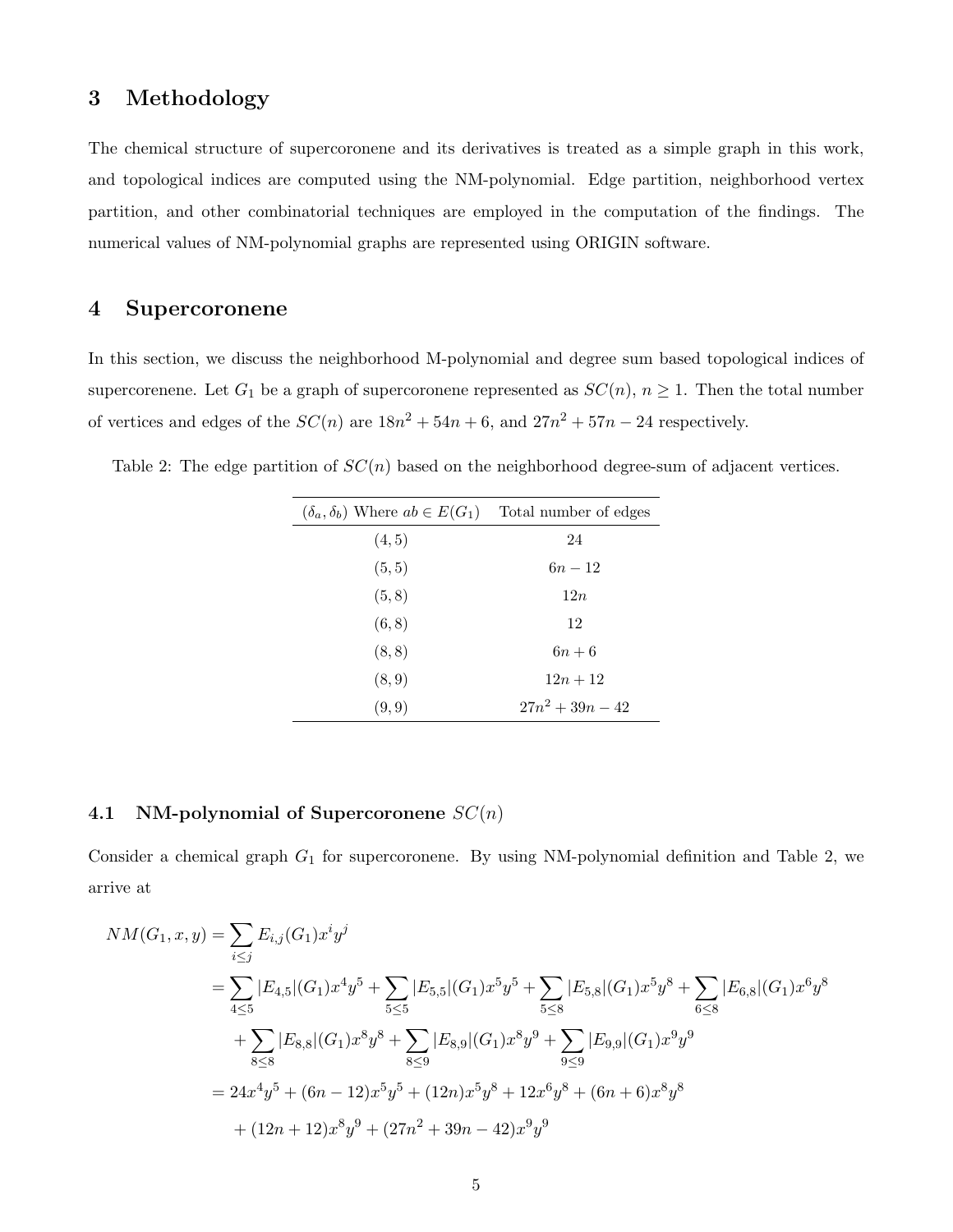## 3 Methodology

The chemical structure of supercoronene and its derivatives is treated as a simple graph in this work, and topological indices are computed using the NM-polynomial. Edge partition, neighborhood vertex partition, and other combinatorial techniques are employed in the computation of the findings. The numerical values of NM-polynomial graphs are represented using ORIGIN software.

## 4 Supercoronene

In this section, we discuss the neighborhood M-polynomial and degree sum based topological indices of supercorenene. Let $G_1$ be a graph of supercoronene represented as $SC(n)$, $n \geq 1$. Then the total number of vertices and edges of the $SC(n)$ are $18n^2 + 54n + 6$, and $27n^2 + 57n - 24$ respectively.

Table 2: The edge partition of $SC(n)$ based on the neighborhood degree-sum of adjacent vertices.

| $(\delta_a, \delta_b)$ Where $ab \in E(G_1)$ | Total number of edges |
|---|---|
| $(4, 5)$ | $24$ |
| $(5, 5)$ | $6n - 12$ |
| $(5, 8)$ | $12n$ |
| $(6, 8)$ | $12$ |
| $(8, 8)$ | $6n + 6$ |
| $(8, 9)$ | $12n + 12$ |
| $(9, 9)$ | $27n^2 + 39n - 42$ |

### 4.1 NM-polynomial of Supercoronene $SC(n)$

Consider a chemical graph $G_1$ for supercoronene. By using NM-polynomial definition and Table 2, we arrive at

$$
\begin{aligned}
NM(G_1, x, y) &= \sum_{i \leq j} E_{i,j}(G_1) x^i y^j \\
&= \sum_{4 \leq 5} |E_{4,5}|(G_1) x^4 y^5 + \sum_{5 \leq 5} |E_{5,5}|(G_1) x^5 y^5 + \sum_{5 \leq 8} |E_{5,8}|(G_1) x^5 y^8 + \sum_{6 \leq 8} |E_{6,8}|(G_1) x^6 y^8 \\
&\quad + \sum_{8 \leq 8} |E_{8,8}|(G_1) x^8 y^8 + \sum_{8 \leq 9} |E_{8,9}|(G_1) x^8 y^9 + \sum_{9 \leq 9} |E_{9,9}|(G_1) x^9 y^9 \\
&= 24x^4 y^5 + (6n - 12) x^5 y^5 + (12n) x^5 y^8 + 12 x^6 y^8 + (6n + 6) x^8 y^8 \\
&\quad + (12n + 12) x^8 y^9 + (27n^2 + 39n - 42) x^9 y^9
\end{aligned}
$$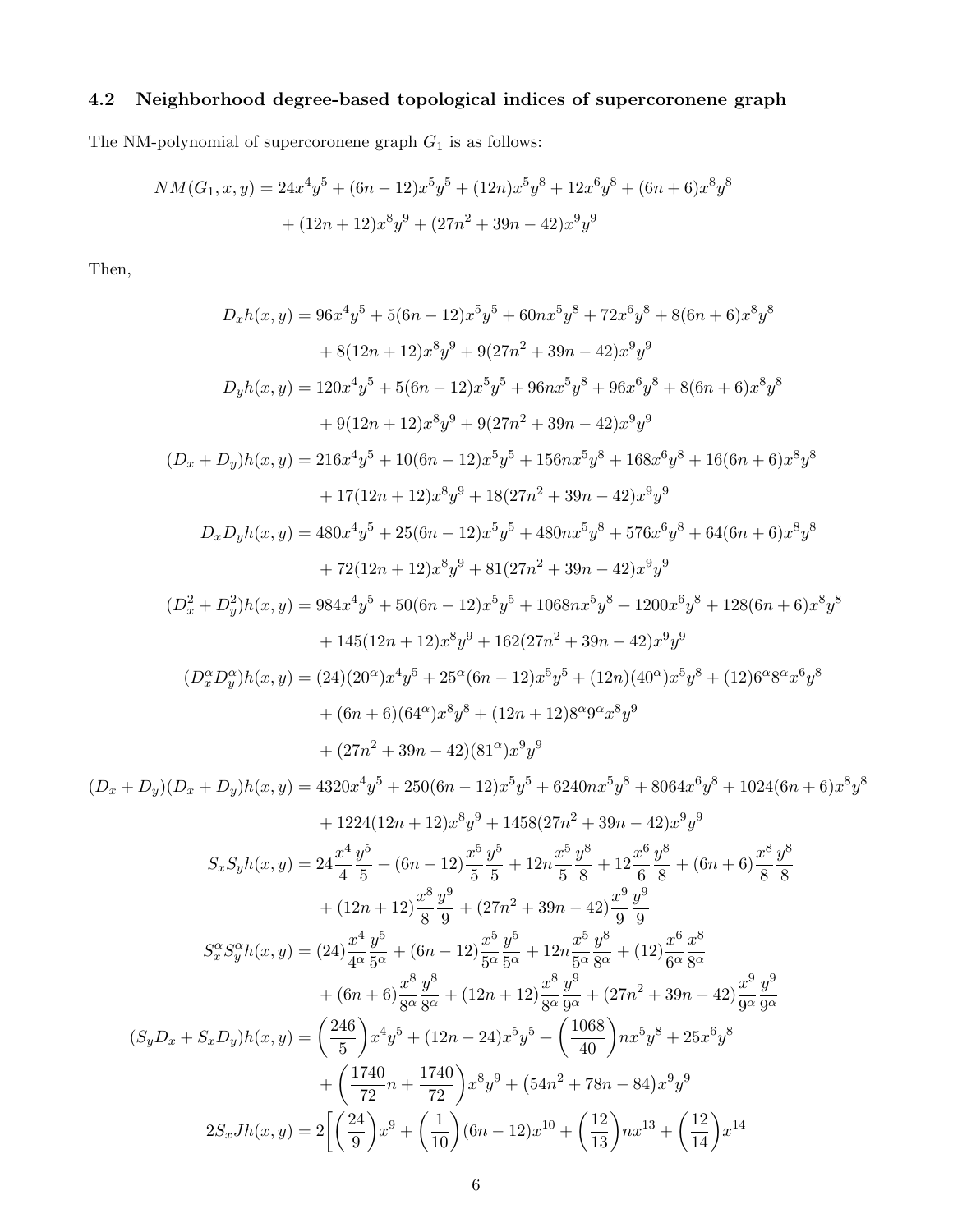### 4.2 Neighborhood degree-based topological indices of supercoronene graph

The NM-polynomial of supercoronene graph $G_1$ is as follows:

$$
\begin{aligned}
NM(G_1,x,y) &= 24x^4y^5 + (6n-12)x^5y^5 + (12n)x^5y^8 + 12x^6y^8 + (6n+6)x^8y^8 \\
&\quad + (12n+12)x^8y^9 + (27n^2+39n-42)x^9y^9
\end{aligned}
$$

Then,

$$
\begin{aligned}
D_xh(x,y) &= 96x^4y^5 + 5(6n-12)x^5y^5 + 60nx^5y^8 + 72x^6y^8 + 8(6n+6)x^8y^8 \\
&\quad + 8(12n+12)x^8y^9 + 9(27n^2+39n-42)x^9y^9 \\
D_yh(x,y) &= 120x^4y^5 + 5(6n-12)x^5y^5 + 96nx^5y^8 + 96x^6y^8 + 8(6n+6)x^8y^8 \\
&\quad + 9(12n+12)x^8y^9 + 9(27n^2+39n-42)x^9y^9 \\
(D_x+D_y)h(x,y) &= 216x^4y^5 + 10(6n-12)x^5y^5 + 156nx^5y^8 + 168x^6y^8 + 16(6n+6)x^8y^8 \\
&\quad + 17(12n+12)x^8y^9 + 18(27n^2+39n-42)x^9y^9 \\
D_xD_yh(x,y) &= 480x^4y^5 + 25(6n-12)x^5y^5 + 480nx^5y^8 + 576x^6y^8 + 64(6n+6)x^8y^8 \\
&\quad + 72(12n+12)x^8y^9 + 81(27n^2+39n-42)x^9y^9 \\
(D_x^2+D_y^2)h(x,y) &= 984x^4y^5 + 50(6n-12)x^5y^5 + 1068nx^5y^8 + 1200x^6y^8 + 128(6n+6)x^8y^8 \\
&\quad + 145(12n+12)x^8y^9 + 162(27n^2+39n-42)x^9y^9 \\
(D_x^\alpha D_y^\alpha)h(x,y) &= (24)(20^\alpha)x^4y^5 + 25^\alpha(6n-12)x^5y^5 + (12n)(40^\alpha)x^5y^8 + (12)6^\alpha 8^\alpha x^6y^8 \\
&\quad + (6n+6)(64^\alpha)x^8y^8 + (12n+12)8^\alpha 9^\alpha x^8y^9 \\
&\quad + (27n^2+39n-42)(81^\alpha)x^9y^9 \\
(D_x+D_y)(D_x+D_y)h(x,y) &= 4320x^4y^5 + 250(6n-12)x^5y^5 + 6240nx^5y^8 + 8064x^6y^8 + 1024(6n+6)x^8y^8 \\
&\quad + 1224(12n+12)x^8y^9 + 1458(27n^2+39n-42)x^9y^9 \\
S_xS_yh(x,y) &= 24\frac{x^4}{4}\frac{y^5}{5} + (6n-12)\frac{x^5}{5}\frac{y^5}{5} + 12n\frac{x^5}{5}\frac{y^8}{8} + 12\frac{x^6}{6}\frac{y^8}{8} + (6n+6)\frac{x^8}{8}\frac{y^8}{8} \\
&\quad + (12n+12)\frac{x^8}{8}\frac{y^9}{9} + (27n^2+39n-42)\frac{x^9}{9}\frac{y^9}{9} \\
S_x^\alpha S_y^\alpha h(x,y) &= (24)\frac{x^4}{4^\alpha}\frac{y^5}{5^\alpha} + (6n-12)\frac{x^5}{5^\alpha}\frac{y^5}{5^\alpha} + 12n\frac{x^5}{5^\alpha}\frac{y^8}{8^\alpha} + (12)\frac{x^6}{6^\alpha}\frac{x^8}{8^\alpha} \\
&\quad + (6n+6)\frac{x^8}{8^\alpha}\frac{y^8}{8^\alpha} + (12n+12)\frac{x^8}{8^\alpha}\frac{y^9}{9^\alpha} + (27n^2+39n-42)\frac{x^9}{9^\alpha}\frac{y^9}{9^\alpha} \\
(S_yD_x+S_xD_y)h(x,y) &= \left(\frac{246}{5}\right)x^4y^5 + (12n-24)x^5y^5 + \left(\frac{1068}{40}\right)nx^5y^8 + 25x^6y^8 \\
&\quad + \left(\frac{1740}{72}n + \frac{1740}{72}\right)x^8y^9 + \left(54n^2+78n-84\right)x^9y^9 \\
2S_xJh(x,y) &= 2\Bigg[\left(\frac{24}{9}\right)x^9 + \left(\frac{1}{10}\right)(6n-12)x^{10} + \left(\frac{12}{13}\right)nx^{13} + \left(\frac{12}{14}\right)x^{14}
\end{aligned}
$$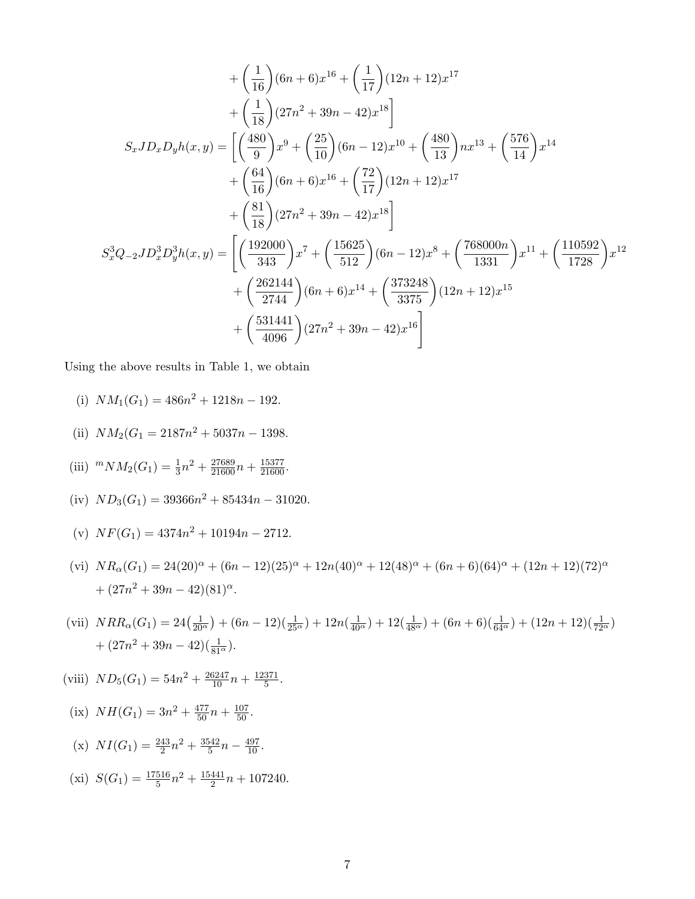$$
\begin{aligned}
&+\left(\frac{1}{16}\right)(6n+6)x^{16}+\left(\frac{1}{17}\right)(12n+12)x^{17}\\
&+\left(\frac{1}{18}\right)(27n^2+39n-42)x^{18}\Bigg]
\end{aligned}
$$

$$
\begin{aligned}
S_xJD_xD_yh(x,y) = \Bigg[&\left(\frac{480}{9}\right)x^9+\left(\frac{25}{10}\right)(6n-12)x^{10}+\left(\frac{480}{13}\right)nx^{13}+\left(\frac{576}{14}\right)x^{14}\\
&+\left(\frac{64}{16}\right)(6n+6)x^{16}+\left(\frac{72}{17}\right)(12n+12)x^{17}\\
&+\left(\frac{81}{18}\right)(27n^2+39n-42)x^{18}\Bigg]
\end{aligned}
$$

$$
\begin{aligned}
S_x^3Q_{-2}JD_x^3D_y^3h(x,y) = \Bigg[&\left(\frac{192000}{343}\right)x^7+\left(\frac{15625}{512}\right)(6n-12)x^8+\left(\frac{768000n}{1331}\right)x^{11}+\left(\frac{110592}{1728}\right)x^{12}\\
&+\left(\frac{262144}{2744}\right)(6n+6)x^{14}+\left(\frac{373248}{3375}\right)(12n+12)x^{15}\\
&+\left(\frac{531441}{4096}\right)(27n^2+39n-42)x^{16}\Bigg]
\end{aligned}
$$

Using the above results in Table 1, we obtain

(i) $NM_1(G_1) = 486n^2 + 1218n - 192$.

(ii) $NM_2(G_1 = 2187n^2 + 5037n - 1398$.

(iii) $^mNM_2(G_1) = \frac{1}{3}n^2 + \frac{27689}{21600}n + \frac{15377}{21600}$.

(iv) $ND_3(G_1) = 39366n^2 + 85434n - 31020$.

(v) $NF(G_1) = 4374n^2 + 10194n - 2712$.

(vi) $NR_\alpha(G_1) = 24(20)^\alpha + (6n-12)(25)^\alpha + 12n(40)^\alpha + 12(48)^\alpha + (6n+6)(64)^\alpha + (12n+12)(72)^\alpha + (27n^2+39n-42)(81)^\alpha$.

(vii) $NRR_\alpha(G_1) = 24\big(\frac{1}{20^\alpha}\big) + (6n-12)(\frac{1}{25^\alpha}) + 12n(\frac{1}{40^\alpha}) + 12(\frac{1}{48^\alpha}) + (6n+6)(\frac{1}{64^\alpha}) + (12n+12)(\frac{1}{72^\alpha}) + (27n^2+39n-42)(\frac{1}{81^\alpha})$.

(viii) $ND_5(G_1) = 54n^2 + \frac{26247}{10}n + \frac{12371}{5}$.

(ix) $NH(G_1) = 3n^2 + \frac{477}{50}n + \frac{107}{50}$.

(x) $NI(G_1) = \frac{243}{2}n^2 + \frac{3542}{5}n - \frac{497}{10}$.

(xi) $S(G_1) = \frac{17516}{5}n^2 + \frac{15441}{2}n + 107240$.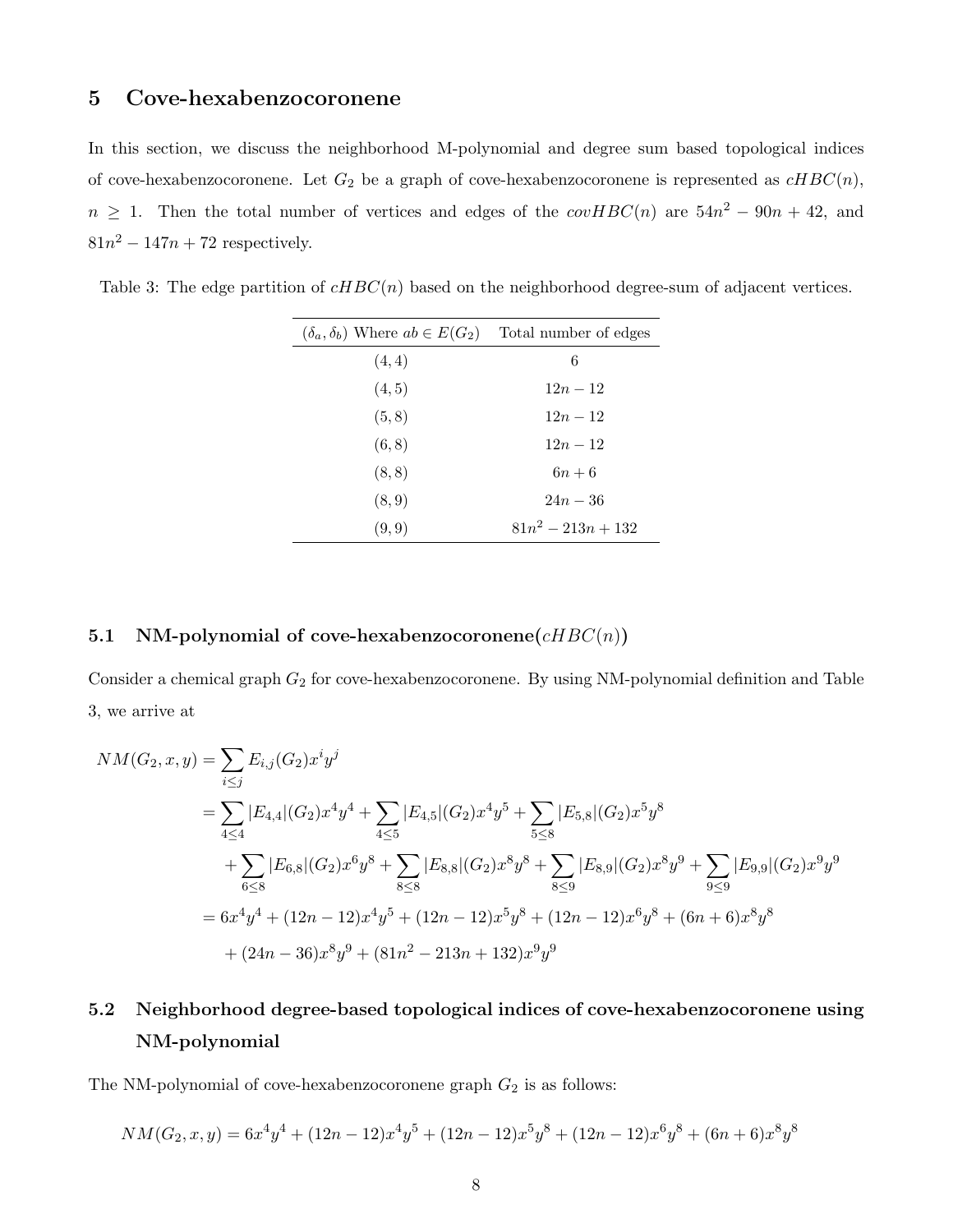## 5 Cove-hexabenzocoronene

In this section, we discuss the neighborhood M-polynomial and degree sum based topological indices of cove-hexabenzocoronene. Let $G_2$ be a graph of cove-hexabenzocoronene is represented as $cHBC(n)$, $n \geq 1$. Then the total number of vertices and edges of the $covHBC(n)$ are $54n^2 - 90n + 42$, and $81n^2 - 147n + 72$ respectively.

Table 3: The edge partition of $cHBC(n)$ based on the neighborhood degree-sum of adjacent vertices.

| $(\delta_a, \delta_b)$ Where $ab \in E(G_2)$ | Total number of edges |
|---|---|
| $(4, 4)$ | $6$ |
| $(4, 5)$ | $12n - 12$ |
| $(5, 8)$ | $12n - 12$ |
| $(6, 8)$ | $12n - 12$ |
| $(8, 8)$ | $6n + 6$ |
| $(8, 9)$ | $24n - 36$ |
| $(9, 9)$ | $81n^2 - 213n + 132$ |

### 5.1 NM-polynomial of cove-hexabenzocoronene($cHBC(n)$)

Consider a chemical graph $G_2$ for cove-hexabenzocoronene. By using NM-polynomial definition and Table 3, we arrive at

$$
\begin{aligned}
NM(G_2, x, y) &= \sum_{i \leq j} E_{i,j}(G_2) x^i y^j \\
&= \sum_{4 \leq 4} |E_{4,4}|(G_2) x^4 y^4 + \sum_{4 \leq 5} |E_{4,5}|(G_2) x^4 y^5 + \sum_{5 \leq 8} |E_{5,8}|(G_2) x^5 y^8 \\
&\quad + \sum_{6 \leq 8} |E_{6,8}|(G_2) x^6 y^8 + \sum_{8 \leq 8} |E_{8,8}|(G_2) x^8 y^8 + \sum_{8 \leq 9} |E_{8,9}|(G_2) x^8 y^9 + \sum_{9 \leq 9} |E_{9,9}|(G_2) x^9 y^9 \\
&= 6x^4y^4 + (12n - 12)x^4y^5 + (12n - 12)x^5y^8 + (12n - 12)x^6y^8 + (6n + 6)x^8y^8 \\
&\quad + (24n - 36)x^8y^9 + (81n^2 - 213n + 132)x^9y^9
\end{aligned}
$$

### 5.2 Neighborhood degree-based topological indices of cove-hexabenzocoronene using NM-polynomial

The NM-polynomial of cove-hexabenzocoronene graph $G_2$ is as follows:

$$
NM(G_2, x, y) = 6x^4y^4 + (12n - 12)x^4y^5 + (12n - 12)x^5y^8 + (12n - 12)x^6y^8 + (6n + 6)x^8y^8
$$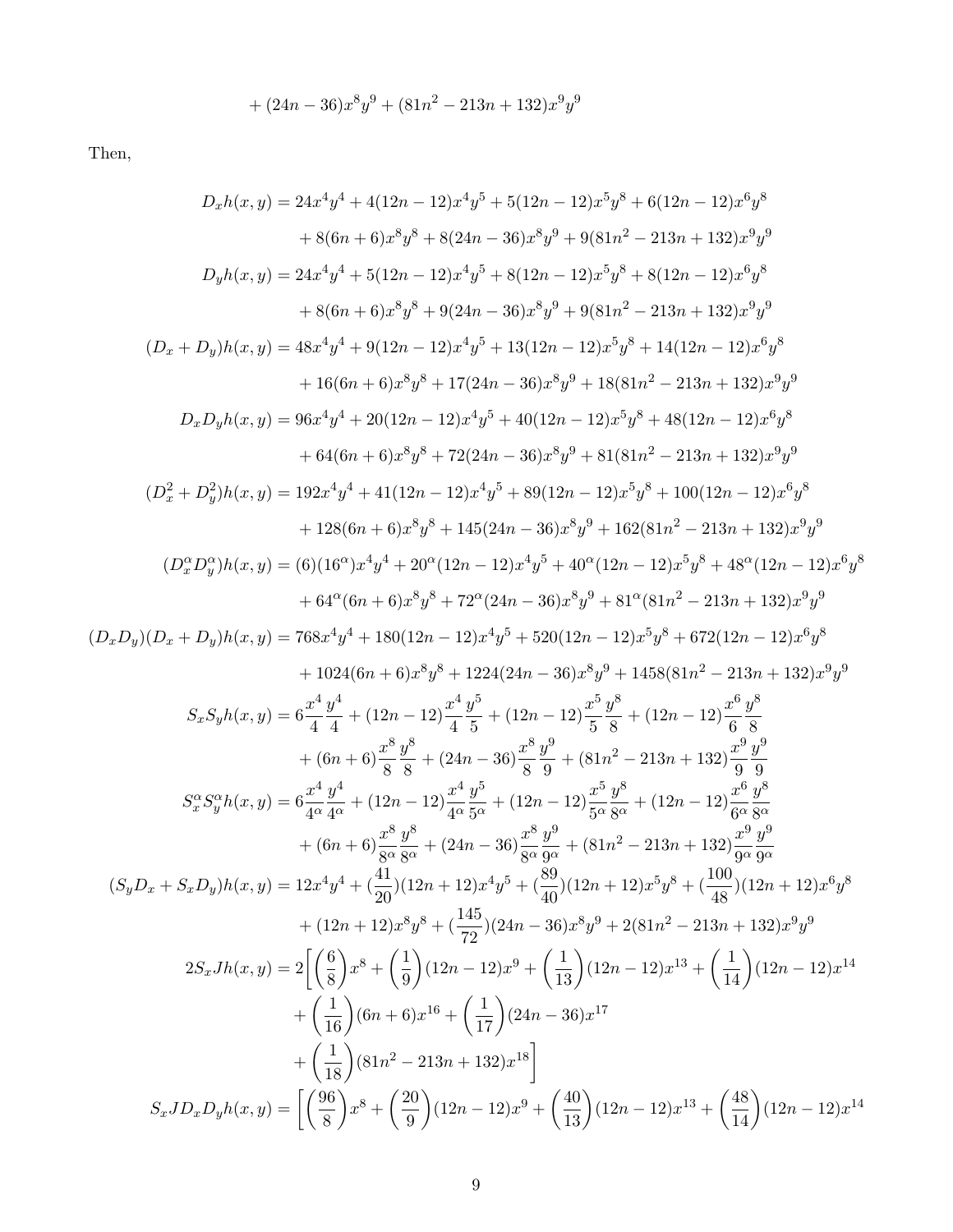$$+ (24n - 36)x^8y^9 + (81n^2 - 213n + 132)x^9y^9$$

Then,

$$\begin{aligned}
D_xh(x,y) &= 24x^4y^4 + 4(12n-12)x^4y^5 + 5(12n-12)x^5y^8 + 6(12n-12)x^6y^8 \\
&\quad + 8(6n+6)x^8y^8 + 8(24n-36)x^8y^9 + 9(81n^2-213n+132)x^9y^9 \\
D_yh(x,y) &= 24x^4y^4 + 5(12n-12)x^4y^5 + 8(12n-12)x^5y^8 + 8(12n-12)x^6y^8 \\
&\quad + 8(6n+6)x^8y^8 + 9(24n-36)x^8y^9 + 9(81n^2-213n+132)x^9y^9 \\
(D_x+D_y)h(x,y) &= 48x^4y^4 + 9(12n-12)x^4y^5 + 13(12n-12)x^5y^8 + 14(12n-12)x^6y^8 \\
&\quad + 16(6n+6)x^8y^8 + 17(24n-36)x^8y^9 + 18(81n^2-213n+132)x^9y^9 \\
D_xD_yh(x,y) &= 96x^4y^4 + 20(12n-12)x^4y^5 + 40(12n-12)x^5y^8 + 48(12n-12)x^6y^8 \\
&\quad + 64(6n+6)x^8y^8 + 72(24n-36)x^8y^9 + 81(81n^2-213n+132)x^9y^9 \\
(D_x^2+D_y^2)h(x,y) &= 192x^4y^4 + 41(12n-12)x^4y^5 + 89(12n-12)x^5y^8 + 100(12n-12)x^6y^8 \\
&\quad + 128(6n+6)x^8y^8 + 145(24n-36)x^8y^9 + 162(81n^2-213n+132)x^9y^9 \\
(D_x^\alpha D_y^\alpha)h(x,y) &= (6)(16^\alpha)x^4y^4 + 20^\alpha(12n-12)x^4y^5 + 40^\alpha(12n-12)x^5y^8 + 48^\alpha(12n-12)x^6y^8 \\
&\quad + 64^\alpha(6n+6)x^8y^8 + 72^\alpha(24n-36)x^8y^9 + 81^\alpha(81n^2-213n+132)x^9y^9 \\
(D_xD_y)(D_x+D_y)h(x,y) &= 768x^4y^4 + 180(12n-12)x^4y^5 + 520(12n-12)x^5y^8 + 672(12n-12)x^6y^8 \\
&\quad + 1024(6n+6)x^8y^8 + 1224(24n-36)x^8y^9 + 1458(81n^2-213n+132)x^9y^9 \\
S_xS_yh(x,y) &= 6\frac{x^4}{4}\frac{y^4}{4} + (12n-12)\frac{x^4}{4}\frac{y^5}{5} + (12n-12)\frac{x^5}{5}\frac{y^8}{8} + (12n-12)\frac{x^6}{6}\frac{y^8}{8} \\
&\quad + (6n+6)\frac{x^8}{8}\frac{y^8}{8} + (24n-36)\frac{x^8}{8}\frac{y^9}{9} + (81n^2-213n+132)\frac{x^9}{9}\frac{y^9}{9} \\
S_x^\alpha S_y^\alpha h(x,y) &= 6\frac{x^4}{4^\alpha}\frac{y^4}{4^\alpha} + (12n-12)\frac{x^4}{4^\alpha}\frac{y^5}{5^\alpha} + (12n-12)\frac{x^5}{5^\alpha}\frac{y^8}{8^\alpha} + (12n-12)\frac{x^6}{6^\alpha}\frac{y^8}{8^\alpha} \\
&\quad + (6n+6)\frac{x^8}{8^\alpha}\frac{y^8}{8^\alpha} + (24n-36)\frac{x^8}{8^\alpha}\frac{y^9}{9^\alpha} + (81n^2-213n+132)\frac{x^9}{9^\alpha}\frac{y^9}{9^\alpha} \\
(S_yD_x+S_xD_y)h(x,y) &= 12x^4y^4 + (\frac{41}{20})(12n+12)x^4y^5 + (\frac{89}{40})(12n+12)x^5y^8 + (\frac{100}{48})(12n+12)x^6y^8 \\
&\quad + (12n+12)x^8y^8 + (\frac{145}{72})(24n-36)x^8y^9 + 2(81n^2-213n+132)x^9y^9 \\
2S_xJh(x,y) &= 2\bigg[\left(\frac{6}{8}\right)x^8 + \left(\frac{1}{9}\right)(12n-12)x^9 + \left(\frac{1}{13}\right)(12n-12)x^{13} + \left(\frac{1}{14}\right)(12n-12)x^{14} \\
&\quad + \left(\frac{1}{16}\right)(6n+6)x^{16} + \left(\frac{1}{17}\right)(24n-36)x^{17} \\
&\quad + \left(\frac{1}{18}\right)(81n^2-213n+132)x^{18}\bigg] \\
S_xJD_xD_yh(x,y) &= \bigg[\left(\frac{96}{8}\right)x^8 + \left(\frac{20}{9}\right)(12n-12)x^9 + \left(\frac{40}{13}\right)(12n-12)x^{13} + \left(\frac{48}{14}\right)(12n-12)x^{14}
\end{aligned}$$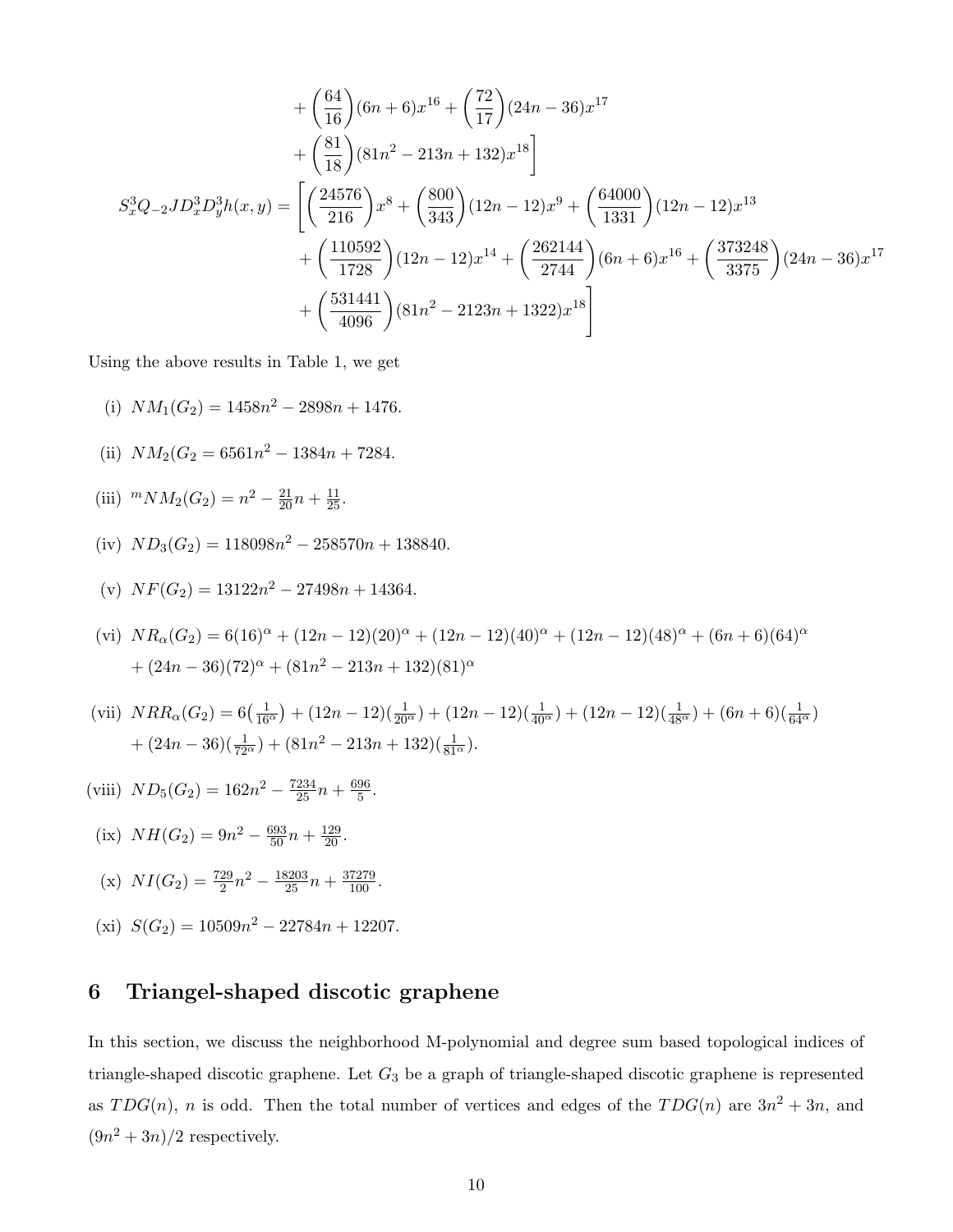$$
\begin{aligned}
&+ \left(\frac{64}{16}\right)(6n+6)x^{16} + \left(\frac{72}{17}\right)(24n-36)x^{17} \\
&+ \left(\frac{81}{18}\right)(81n^2 - 213n + 132)x^{18}\Bigg]
\end{aligned}
$$

$$
\begin{aligned}
S_x^3 Q_{-2} J D_x^3 D_y^3 h(x,y) = \Bigg[&\left(\frac{24576}{216}\right)x^8 + \left(\frac{800}{343}\right)(12n-12)x^9 + \left(\frac{64000}{1331}\right)(12n-12)x^{13} \\
&+ \left(\frac{110592}{1728}\right)(12n-12)x^{14} + \left(\frac{262144}{2744}\right)(6n+6)x^{16} + \left(\frac{373248}{3375}\right)(24n-36)x^{17} \\
&+ \left(\frac{531441}{4096}\right)(81n^2 - 2123n + 1322)x^{18}\Bigg]
\end{aligned}
$$

Using the above results in Table 1, we get

(i) $NM_1(G_2) = 1458n^2 - 2898n + 1476$.

(ii) $NM_2(G_2 = 6561n^2 - 1384n + 7284$.

(iii) ${}^mNM_2(G_2) = n^2 - \frac{21}{20}n + \frac{11}{25}$.

(iv) $ND_3(G_2) = 118098n^2 - 258570n + 138840$.

(v) $NF(G_2) = 13122n^2 - 27498n + 14364$.

(vi) $NR_\alpha(G_2) = 6(16)^\alpha + (12n-12)(20)^\alpha + (12n-12)(40)^\alpha + (12n-12)(48)^\alpha + (6n+6)(64)^\alpha + (24n-36)(72)^\alpha + (81n^2 - 213n + 132)(81)^\alpha$

(vii) $NRR_\alpha(G_2) = 6\left(\frac{1}{16^\alpha}\right) + (12n-12)\left(\frac{1}{20^\alpha}\right) + (12n-12)\left(\frac{1}{40^\alpha}\right) + (12n-12)\left(\frac{1}{48^\alpha}\right) + (6n+6)\left(\frac{1}{64^\alpha}\right) + (24n-36)\left(\frac{1}{72^\alpha}\right) + (81n^2 - 213n + 132)\left(\frac{1}{81^\alpha}\right)$.

(viii) $ND_5(G_2) = 162n^2 - \frac{7234}{25}n + \frac{696}{5}$.

(ix) $NH(G_2) = 9n^2 - \frac{693}{50}n + \frac{129}{20}$.

(x) $NI(G_2) = \frac{729}{2}n^2 - \frac{18203}{25}n + \frac{37279}{100}$.

(xi) $S(G_2) = 10509n^2 - 22784n + 12207$.

## 6 Triangel-shaped discotic graphene

In this section, we discuss the neighborhood M-polynomial and degree sum based topological indices of triangle-shaped discotic graphene. Let $G_3$ be a graph of triangle-shaped discotic graphene is represented as $TDG(n)$, $n$ is odd. Then the total number of vertices and edges of the $TDG(n)$ are $3n^2 + 3n$, and $(9n^2 + 3n)/2$ respectively.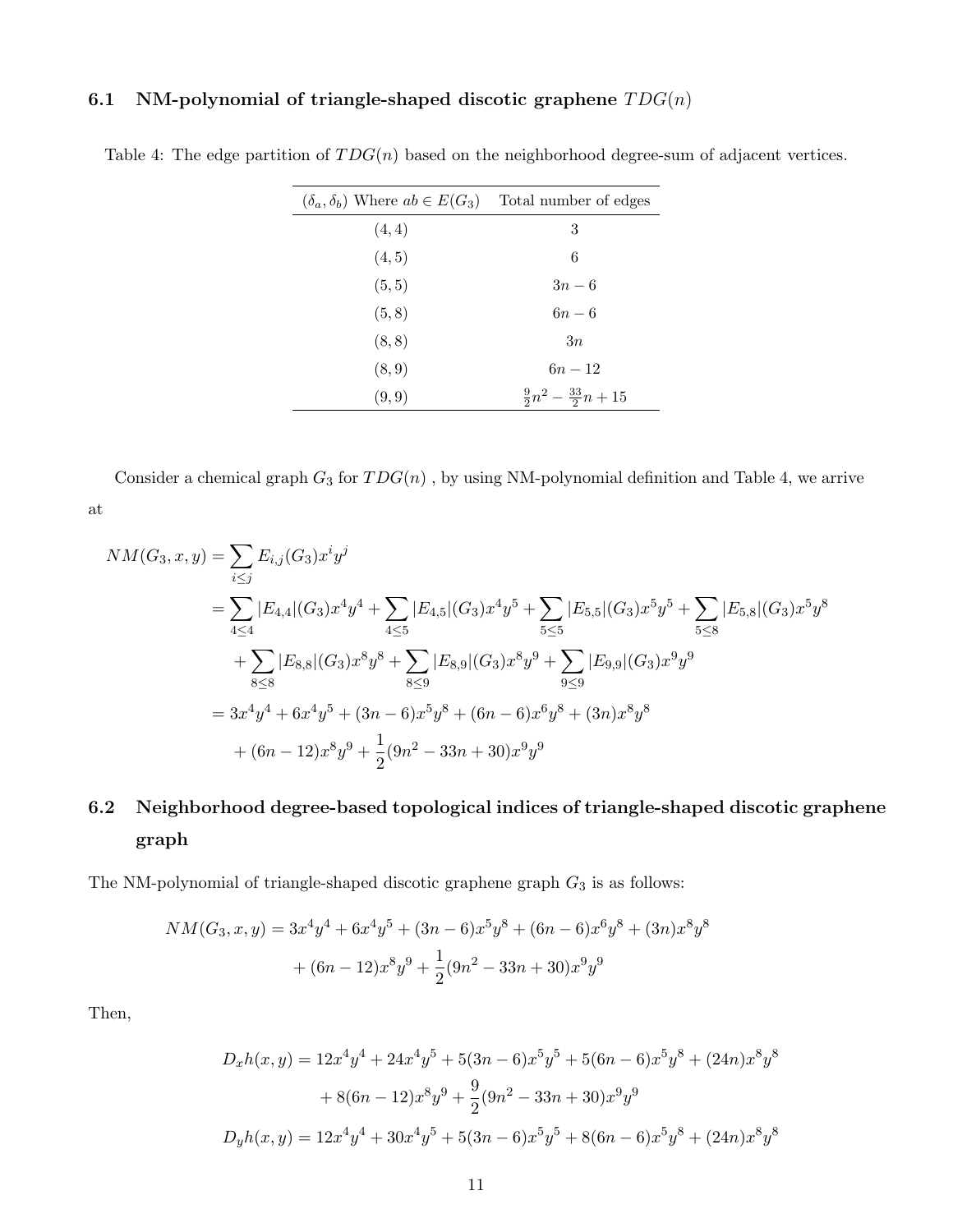### 6.1 NM-polynomial of triangle-shaped discotic graphene $TDG(n)$

Table 4: The edge partition of $TDG(n)$ based on the neighborhood degree-sum of adjacent vertices.

| $(\delta_a, \delta_b)$ Where $ab \in E(G_3)$ | Total number of edges |
|---|---|
| $(4, 4)$ | $3$ |
| $(4, 5)$ | $6$ |
| $(5, 5)$ | $3n - 6$ |
| $(5, 8)$ | $6n - 6$ |
| $(8, 8)$ | $3n$ |
| $(8, 9)$ | $6n - 12$ |
| $(9, 9)$ | $\frac{9}{2}n^2 - \frac{33}{2}n + 15$ |

Consider a chemical graph $G_3$ for $TDG(n)$ , by using NM-polynomial definition and Table 4, we arrive at

$$
\begin{aligned}
NM(G_3, x, y) &= \sum_{i \leq j} E_{i,j}(G_3) x^i y^j \\
&= \sum_{4 \leq 4} |E_{4,4}|(G_3) x^4 y^4 + \sum_{4 \leq 5} |E_{4,5}|(G_3) x^4 y^5 + \sum_{5 \leq 5} |E_{5,5}|(G_3) x^5 y^5 + \sum_{5 \leq 8} |E_{5,8}|(G_3) x^5 y^8 \\
&\quad + \sum_{8 \leq 8} |E_{8,8}|(G_3) x^8 y^8 + \sum_{8 \leq 9} |E_{8,9}|(G_3) x^8 y^9 + \sum_{9 \leq 9} |E_{9,9}|(G_3) x^9 y^9 \\
&= 3x^4 y^4 + 6x^4 y^5 + (3n - 6)x^5 y^8 + (6n - 6)x^6 y^8 + (3n)x^8 y^8 \\
&\quad + (6n - 12)x^8 y^9 + \frac{1}{2}(9n^2 - 33n + 30)x^9 y^9
\end{aligned}
$$

### 6.2 Neighborhood degree-based topological indices of triangle-shaped discotic graphene graph

The NM-polynomial of triangle-shaped discotic graphene graph $G_3$ is as follows:

$$
\begin{aligned}
NM(G_3, x, y) = 3x^4 y^4 + 6x^4 y^5 + (3n - 6)x^5 y^8 + (6n - 6)x^6 y^8 + (3n)x^8 y^8 \\
+ (6n - 12)x^8 y^9 + \frac{1}{2}(9n^2 - 33n + 30)x^9 y^9
\end{aligned}
$$

Then,

$$
\begin{aligned}
D_x h(x, y) = 12x^4 y^4 + 24x^4 y^5 + 5(3n - 6)x^5 y^5 + 5(6n - 6)x^5 y^8 + (24n)x^8 y^8 \\
+ 8(6n - 12)x^8 y^9 + \frac{9}{2}(9n^2 - 33n + 30)x^9 y^9
\end{aligned}
$$

$$
D_y h(x, y) = 12x^4 y^4 + 30x^4 y^5 + 5(3n - 6)x^5 y^5 + 8(6n - 6)x^5 y^8 + (24n)x^8 y^8
$$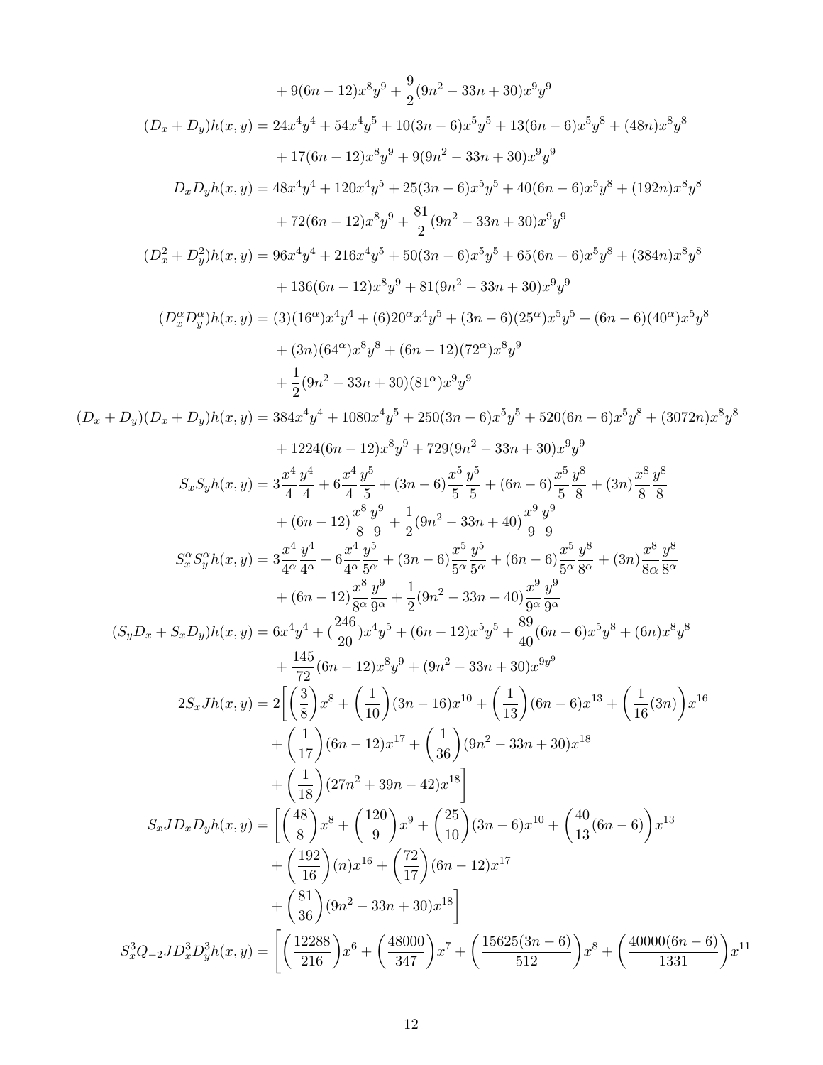$$+ 9(6n-12)x^8y^9 + \frac{9}{2}(9n^2-33n+30)x^9y^9$$

$$(D_x+D_y)h(x,y) = 24x^4y^4 + 54x^4y^5 + 10(3n-6)x^5y^5 + 13(6n-6)x^5y^8 + (48n)x^8y^8 + 17(6n-12)x^8y^9 + 9(9n^2-33n+30)x^9y^9$$

$$D_xD_yh(x,y) = 48x^4y^4 + 120x^4y^5 + 25(3n-6)x^5y^5 + 40(6n-6)x^5y^8 + (192n)x^8y^8 + 72(6n-12)x^8y^9 + \frac{81}{2}(9n^2-33n+30)x^9y^9$$

$$(D_x^2+D_y^2)h(x,y) = 96x^4y^4 + 216x^4y^5 + 50(3n-6)x^5y^5 + 65(6n-6)x^5y^8 + (384n)x^8y^8 + 136(6n-12)x^8y^9 + 81(9n^2-33n+30)x^9y^9$$

$$(D_x^\alpha D_y^\alpha)h(x,y) = (3)(16^\alpha)x^4y^4 + (6)20^\alpha x^4y^5 + (3n-6)(25^\alpha)x^5y^5 + (6n-6)(40^\alpha)x^5y^8 + (3n)(64^\alpha)x^8y^8 + (6n-12)(72^\alpha)x^8y^9 + \frac{1}{2}(9n^2-33n+30)(81^\alpha)x^9y^9$$

$$(D_x+D_y)(D_x+D_y)h(x,y) = 384x^4y^4 + 1080x^4y^5 + 250(3n-6)x^5y^5 + 520(6n-6)x^5y^8 + (3072n)x^8y^8 + 1224(6n-12)x^8y^9 + 729(9n^2-33n+30)x^9y^9$$

$$S_xS_yh(x,y) = 3\frac{x^4}{4}\frac{y^4}{4} + 6\frac{x^4}{4}\frac{y^5}{5} + (3n-6)\frac{x^5}{5}\frac{y^5}{5} + (6n-6)\frac{x^5}{5}\frac{y^8}{8} + (3n)\frac{x^8}{8}\frac{y^8}{8} + (6n-12)\frac{x^8}{8}\frac{y^9}{9} + \frac{1}{2}(9n^2-33n+40)\frac{x^9}{9}\frac{y^9}{9}$$

$$S_x^\alpha S_y^\alpha h(x,y) = 3\frac{x^4}{4^\alpha}\frac{y^4}{4^\alpha} + 6\frac{x^4}{4^\alpha}\frac{y^5}{5^\alpha} + (3n-6)\frac{x^5}{5^\alpha}\frac{y^5}{5^\alpha} + (6n-6)\frac{x^5}{5^\alpha}\frac{y^8}{8^\alpha} + (3n)\frac{x^8}{8\alpha}\frac{y^8}{8^\alpha} + (6n-12)\frac{x^8}{8^\alpha}\frac{y^9}{9^\alpha} + \frac{1}{2}(9n^2-33n+40)\frac{x^9}{9^\alpha}\frac{y^9}{9^\alpha}$$

$$(S_yD_x+S_xD_y)h(x,y) = 6x^4y^4 + (\frac{246}{20})x^4y^5 + (6n-12)x^5y^5 + \frac{89}{40}(6n-6)x^5y^8 + (6n)x^8y^8 + \frac{145}{72}(6n-12)x^8y^9 + (9n^2-33n+30)x^{9y^9}$$

$$2S_xJh(x,y) = 2\Bigg[\left(\frac{3}{8}\right)x^8 + \left(\frac{1}{10}\right)(3n-16)x^{10} + \left(\frac{1}{13}\right)(6n-6)x^{13} + \left(\frac{1}{16}(3n)\right)x^{16} + \left(\frac{1}{17}\right)(6n-12)x^{17} + \left(\frac{1}{36}\right)(9n^2-33n+30)x^{18} + \left(\frac{1}{18}\right)(27n^2+39n-42)x^{18}\Bigg]$$

$$S_xJD_xD_yh(x,y) = \Bigg[\left(\frac{48}{8}\right)x^8 + \left(\frac{120}{9}\right)x^9 + \left(\frac{25}{10}\right)(3n-6)x^{10} + \left(\frac{40}{13}(6n-6)\right)x^{13} + \left(\frac{192}{16}\right)(n)x^{16} + \left(\frac{72}{17}\right)(6n-12)x^{17} + \left(\frac{81}{36}\right)(9n^2-33n+30)x^{18}\Bigg]$$

$$S_x^3Q_{-2}JD_x^3D_y^3h(x,y) = \Bigg[\left(\frac{12288}{216}\right)x^6 + \left(\frac{48000}{347}\right)x^7 + \left(\frac{15625(3n-6)}{512}\right)x^8 + \left(\frac{40000(6n-6)}{1331}\right)x^{11}$$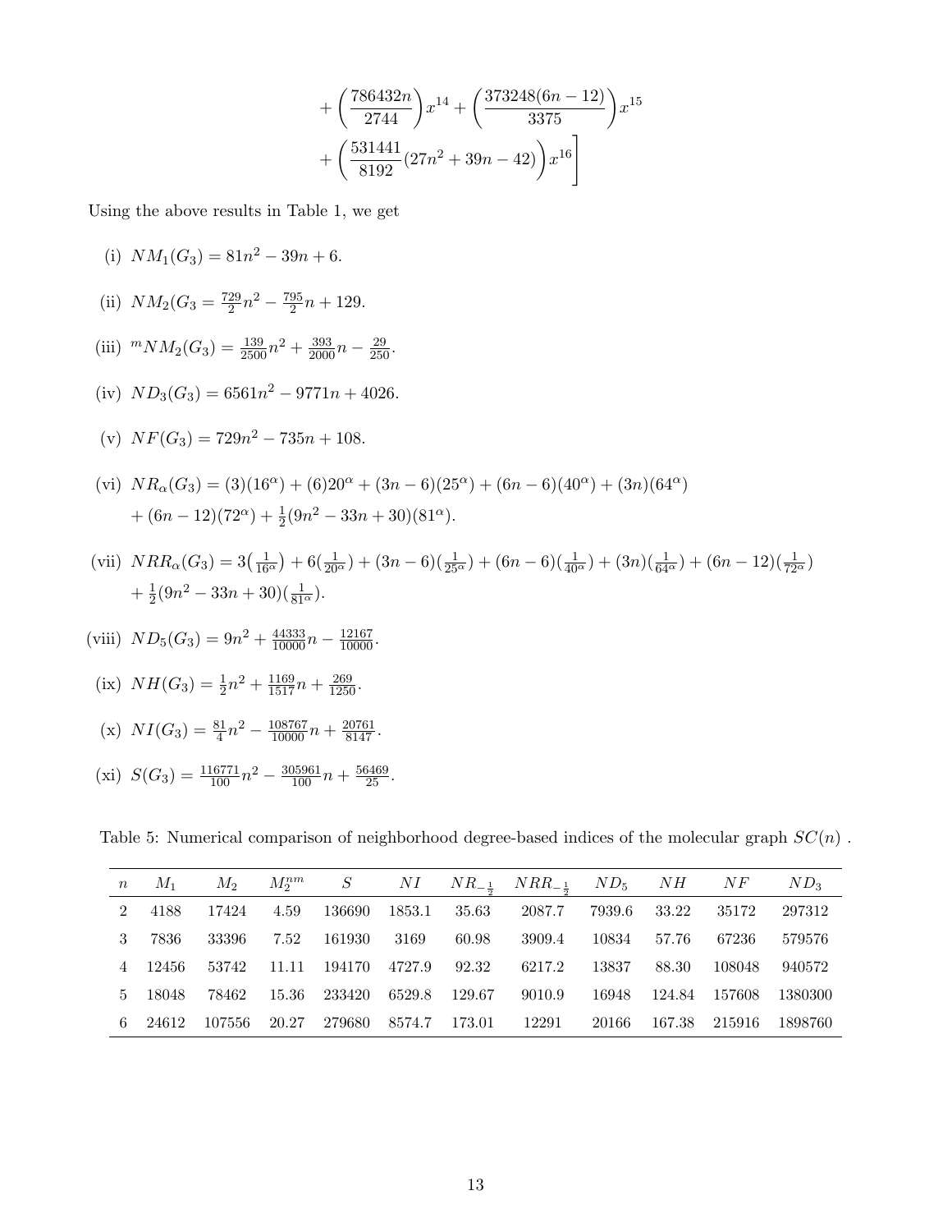$$
+ \left(\frac{786432n}{2744}\right)x^{14} + \left(\frac{373248(6n-12)}{3375}\right)x^{15}
+ \left(\frac{531441}{8192}(27n^2+39n-42)\right)x^{16}\Bigg]
$$

Using the above results in Table 1, we get

(i) $NM_1(G_3) = 81n^2 - 39n + 6$.

(ii) $NM_2(G_3 = \frac{729}{2}n^2 - \frac{795}{2}n + 129$.

(iii) ${}^{m}NM_2(G_3) = \frac{139}{2500}n^2 + \frac{393}{2000}n - \frac{29}{250}$.

(iv) $ND_3(G_3) = 6561n^2 - 9771n + 4026$.

(v) $NF(G_3) = 729n^2 - 735n + 108$.

(vi) $NR_\alpha(G_3) = (3)(16^\alpha) + (6)20^\alpha + (3n-6)(25^\alpha) + (6n-6)(40^\alpha) + (3n)(64^\alpha) + (6n-12)(72^\alpha) + \frac{1}{2}(9n^2 - 33n + 30)(81^\alpha)$.

(vii) $NRR_\alpha(G_3) = 3\big(\frac{1}{16^\alpha}\big) + 6(\frac{1}{20^\alpha}) + (3n-6)(\frac{1}{25^\alpha}) + (6n-6)(\frac{1}{40^\alpha}) + (3n)(\frac{1}{64^\alpha}) + (6n-12)(\frac{1}{72^\alpha}) + \frac{1}{2}(9n^2 - 33n + 30)(\frac{1}{81^\alpha})$.

(viii) $ND_5(G_3) = 9n^2 + \frac{44333}{10000}n - \frac{12167}{10000}$.

(ix) $NH(G_3) = \frac{1}{2}n^2 + \frac{1169}{1517}n + \frac{269}{1250}$.

(x) $NI(G_3) = \frac{81}{4}n^2 - \frac{108767}{10000}n + \frac{20761}{8147}$.

(xi) $S(G_3) = \frac{116771}{100}n^2 - \frac{305961}{100}n + \frac{56469}{25}$.

Table 5: Numerical comparison of neighborhood degree-based indices of the molecular graph $SC(n)$ .

| $n$ | $M_1$ | $M_2$ | $M_2^{nm}$ | $S$ | $NI$ | $NR_{-\frac{1}{2}}$ | $NRR_{-\frac{1}{2}}$ | $ND_5$ | $NH$ | $NF$ | $ND_3$ |
|---|---|---|---|---|---|---|---|---|---|---|---|
| 2 | 4188 | 17424 | 4.59 | 136690 | 1853.1 | 35.63 | 2087.7 | 7939.6 | 33.22 | 35172 | 297312 |
| 3 | 7836 | 33396 | 7.52 | 161930 | 3169 | 60.98 | 3909.4 | 10834 | 57.76 | 67236 | 579576 |
| 4 | 12456 | 53742 | 11.11 | 194170 | 4727.9 | 92.32 | 6217.2 | 13837 | 88.30 | 108048 | 940572 |
| 5 | 18048 | 78462 | 15.36 | 233420 | 6529.8 | 129.67 | 9010.9 | 16948 | 124.84 | 157608 | 1380300 |
| 6 | 24612 | 107556 | 20.27 | 279680 | 8574.7 | 173.01 | 12291 | 20166 | 167.38 | 215916 | 1898760 |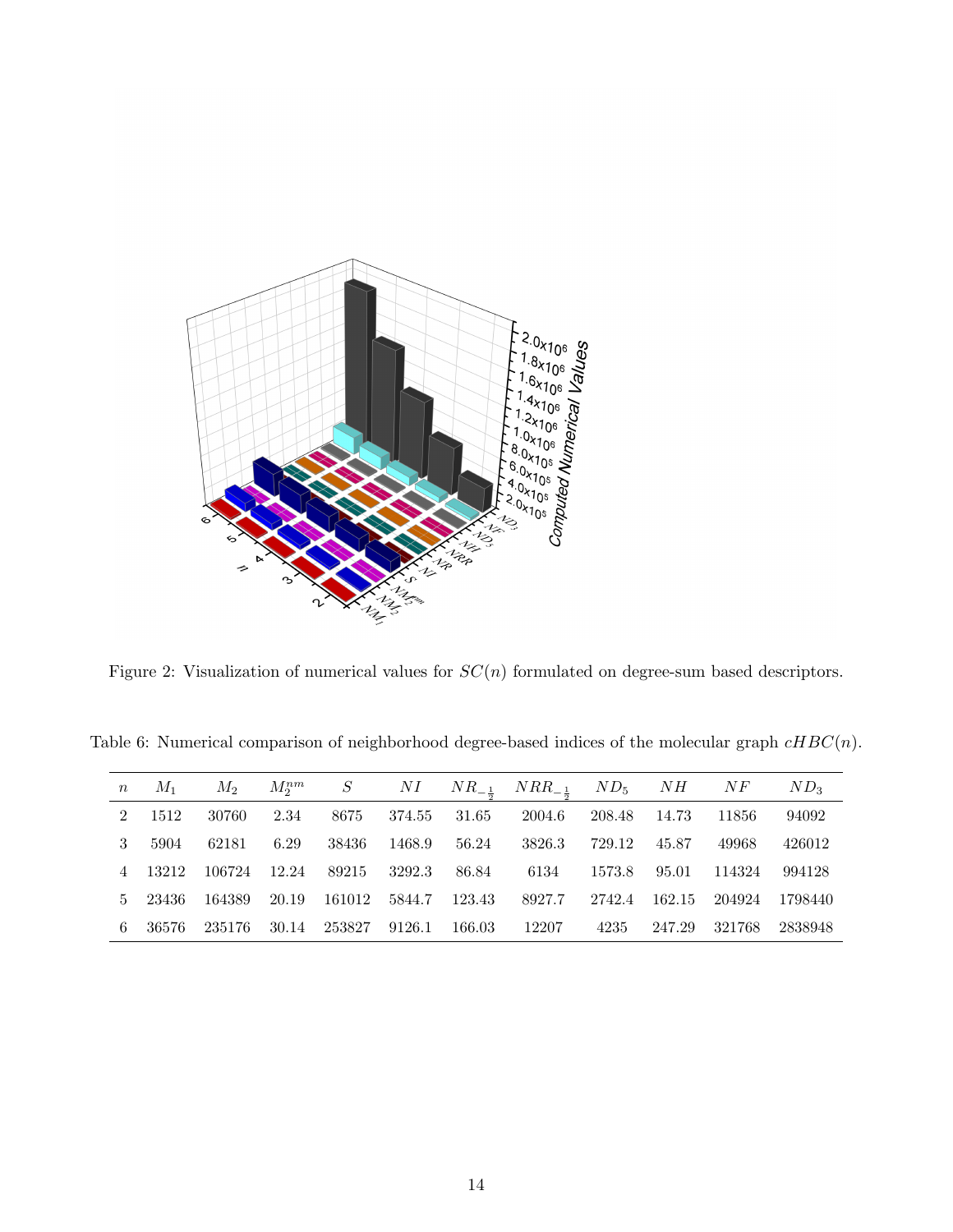Figure 2: Visualization of numerical values for $SC(n)$ formulated on degree-sum based descriptors.

Table 6: Numerical comparison of neighborhood degree-based indices of the molecular graph $cHBC(n)$.

| $n$ | $M_1$ | $M_2$ | $M_2^{nm}$ | $S$ | $NI$ | $NR_{-\frac{1}{2}}$ | $NRR_{-\frac{1}{2}}$ | $ND_5$ | $NH$ | $NF$ | $ND_3$ |
|---|---|---|---|---|---|---|---|---|---|---|---|
| 2 | 1512 | 30760 | 2.34 | 8675 | 374.55 | 31.65 | 2004.6 | 208.48 | 14.73 | 11856 | 94092 |
| 3 | 5904 | 62181 | 6.29 | 38436 | 1468.9 | 56.24 | 3826.3 | 729.12 | 45.87 | 49968 | 426012 |
| 4 | 13212 | 106724 | 12.24 | 89215 | 3292.3 | 86.84 | 6134 | 1573.8 | 95.01 | 114324 | 994128 |
| 5 | 23436 | 164389 | 20.19 | 161012 | 5844.7 | 123.43 | 8927.7 | 2742.4 | 162.15 | 204924 | 1798440 |
| 6 | 36576 | 235176 | 30.14 | 253827 | 9126.1 | 166.03 | 12207 | 4235 | 247.29 | 321768 | 2838948 |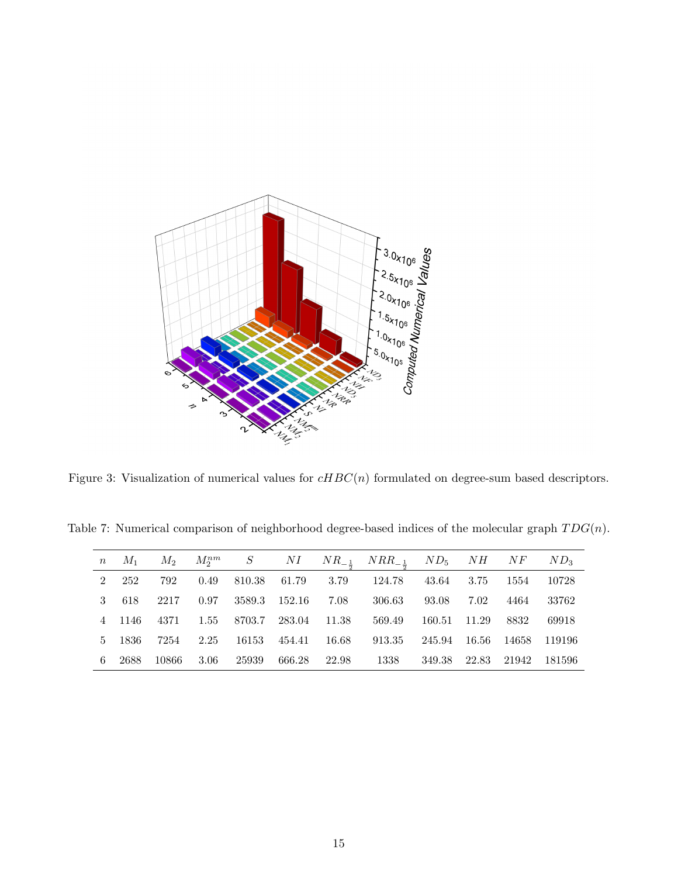Figure 3: Visualization of numerical values for $cHBC(n)$ formulated on degree-sum based descriptors.

Table 7: Numerical comparison of neighborhood degree-based indices of the molecular graph $TDG(n)$.

| $n$ | $M_1$ | $M_2$ | $M_2^{nm}$ | $S$ | $NI$ | $NR_{-\frac{1}{2}}$ | $NRR_{-\frac{1}{2}}$ | $ND_5$ | $NH$ | $NF$ | $ND_3$ |
|---|---|---|---|---|---|---|---|---|---|---|---|
| 2 | 252 | 792 | 0.49 | 810.38 | 61.79 | 3.79 | 124.78 | 43.64 | 3.75 | 1554 | 10728 |
| 3 | 618 | 2217 | 0.97 | 3589.3 | 152.16 | 7.08 | 306.63 | 93.08 | 7.02 | 4464 | 33762 |
| 4 | 1146 | 4371 | 1.55 | 8703.7 | 283.04 | 11.38 | 569.49 | 160.51 | 11.29 | 8832 | 69918 |
| 5 | 1836 | 7254 | 2.25 | 16153 | 454.41 | 16.68 | 913.35 | 245.94 | 16.56 | 14658 | 119196 |
| 6 | 2688 | 10866 | 3.06 | 25939 | 666.28 | 22.98 | 1338 | 349.38 | 22.83 | 21942 | 181596 |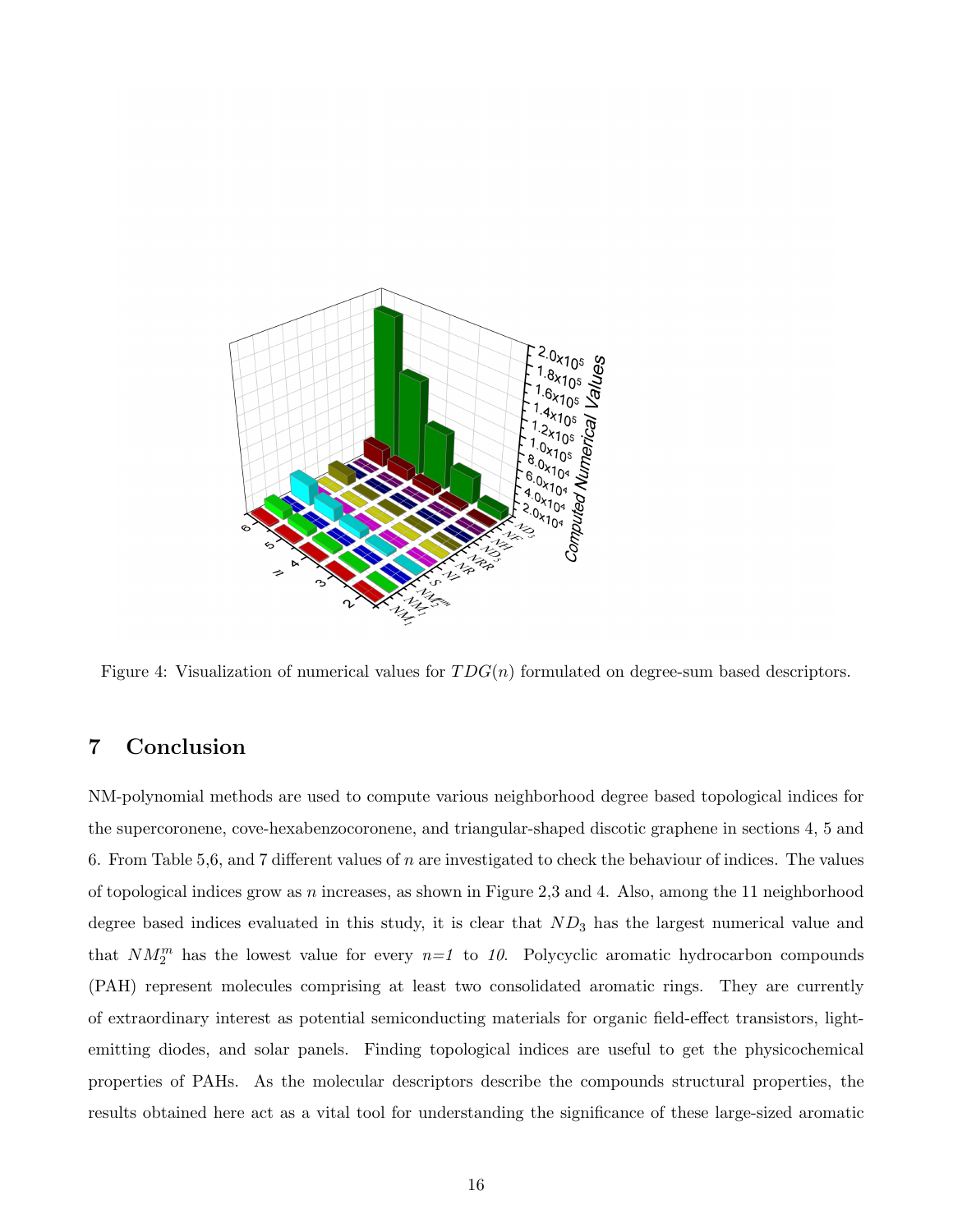Figure 4: Visualization of numerical values for $TDG(n)$ formulated on degree-sum based descriptors.

## 7 Conclusion

NM-polynomial methods are used to compute various neighborhood degree based topological indices for the supercoronene, cove-hexabenzocoronene, and triangular-shaped discotic graphene in sections 4, 5 and 6. From Table 5,6, and 7 different values of $n$ are investigated to check the behaviour of indices. The values of topological indices grow as $n$ increases, as shown in Figure 2,3 and 4. Also, among the 11 neighborhood degree based indices evaluated in this study, it is clear that $ND_3$ has the largest numerical value and that $NM_2^m$ has the lowest value for every $n$=*1* to *10*. Polycyclic aromatic hydrocarbon compounds (PAH) represent molecules comprising at least two consolidated aromatic rings. They are currently of extraordinary interest as potential semiconducting materials for organic field-effect transistors, light-emitting diodes, and solar panels. Finding topological indices are useful to get the physicochemical properties of PAHs. As the molecular descriptors describe the compounds structural properties, the results obtained here act as a vital tool for understanding the significance of these large-sized aromatic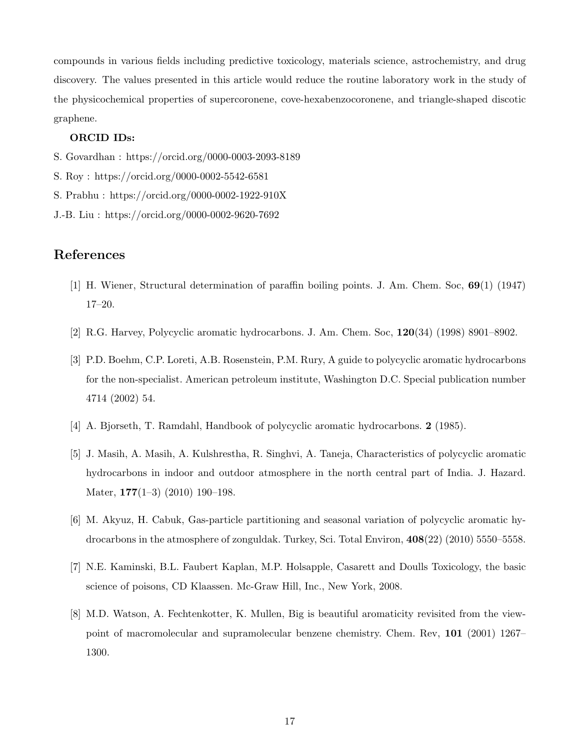compounds in various fields including predictive toxicology, materials science, astrochemistry, and drug discovery. The values presented in this article would reduce the routine laboratory work in the study of the physicochemical properties of supercoronene, cove-hexabenzocoronene, and triangle-shaped discotic graphene.

**ORCID IDs:**

S. Govardhan : https://orcid.org/0000-0003-2093-8189

S. Roy : https://orcid.org/0000-0002-5542-6581

S. Prabhu : https://orcid.org/0000-0002-1922-910X

J.-B. Liu : https://orcid.org/0000-0002-9620-7692

## References

[1] H. Wiener, Structural determination of paraffin boiling points. J. Am. Chem. Soc, **69**(1) (1947) 17–20.

[2] R.G. Harvey, Polycyclic aromatic hydrocarbons. J. Am. Chem. Soc, **120**(34) (1998) 8901–8902.

[3] P.D. Boehm, C.P. Loreti, A.B. Rosenstein, P.M. Rury, A guide to polycyclic aromatic hydrocarbons for the non-specialist. American petroleum institute, Washington D.C. Special publication number 4714 (2002) 54.

[4] A. Bjorseth, T. Ramdahl, Handbook of polycyclic aromatic hydrocarbons. **2** (1985).

[5] J. Masih, A. Masih, A. Kulshrestha, R. Singhvi, A. Taneja, Characteristics of polycyclic aromatic hydrocarbons in indoor and outdoor atmosphere in the north central part of India. J. Hazard. Mater, **177**(1–3) (2010) 190–198.

[6] M. Akyuz, H. Cabuk, Gas-particle partitioning and seasonal variation of polycyclic aromatic hydrocarbons in the atmosphere of zonguldak. Turkey, Sci. Total Environ, **408**(22) (2010) 5550–5558.

[7] N.E. Kaminski, B.L. Faubert Kaplan, M.P. Holsapple, Casarett and Doulls Toxicology, the basic science of poisons, CD Klaassen. Mc-Graw Hill, Inc., New York, 2008.

[8] M.D. Watson, A. Fechtenkotter, K. Mullen, Big is beautiful aromaticity revisited from the viewpoint of macromolecular and supramolecular benzene chemistry. Chem. Rev, **101** (2001) 1267–1300.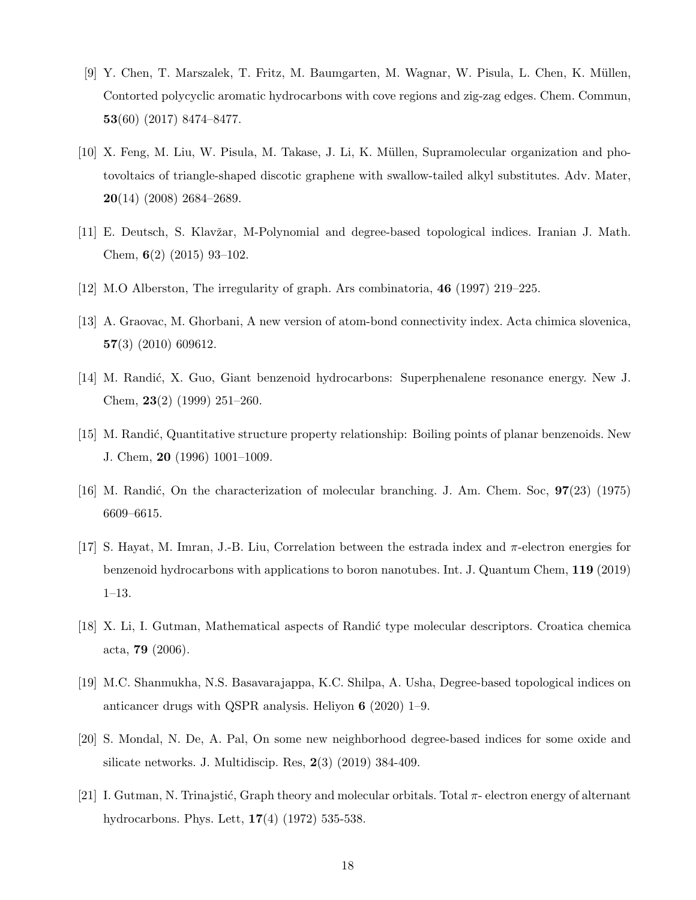[9] Y. Chen, T. Marszalek, T. Fritz, M. Baumgarten, M. Wagnar, W. Pisula, L. Chen, K. Müllen, Contorted polycyclic aromatic hydrocarbons with cove regions and zig-zag edges. Chem. Commun, **53**(60) (2017) 8474–8477.

[10] X. Feng, M. Liu, W. Pisula, M. Takase, J. Li, K. Müllen, Supramolecular organization and photovoltaics of triangle-shaped discotic graphene with swallow-tailed alkyl substitutes. Adv. Mater, **20**(14) (2008) 2684–2689.

[11] E. Deutsch, S. Klavžar, M-Polynomial and degree-based topological indices. Iranian J. Math. Chem, **6**(2) (2015) 93–102.

[12] M.O Alberston, The irregularity of graph. Ars combinatoria, **46** (1997) 219–225.

[13] A. Graovac, M. Ghorbani, A new version of atom-bond connectivity index. Acta chimica slovenica, **57**(3) (2010) 609612.

[14] M. Randić, X. Guo, Giant benzenoid hydrocarbons: Superphenalene resonance energy. New J. Chem, **23**(2) (1999) 251–260.

[15] M. Randić, Quantitative structure property relationship: Boiling points of planar benzenoids. New J. Chem, **20** (1996) 1001–1009.

[16] M. Randić, On the characterization of molecular branching. J. Am. Chem. Soc, **97**(23) (1975) 6609–6615.

[17] S. Hayat, M. Imran, J.-B. Liu, Correlation between the estrada index and $\pi$-electron energies for benzenoid hydrocarbons with applications to boron nanotubes. Int. J. Quantum Chem, **119** (2019) 1–13.

[18] X. Li, I. Gutman, Mathematical aspects of Randić type molecular descriptors. Croatica chemica acta, **79** (2006).

[19] M.C. Shanmukha, N.S. Basavarajappa, K.C. Shilpa, A. Usha, Degree-based topological indices on anticancer drugs with QSPR analysis. Heliyon **6** (2020) 1–9.

[20] S. Mondal, N. De, A. Pal, On some new neighborhood degree-based indices for some oxide and silicate networks. J. Multidiscip. Res, **2**(3) (2019) 384-409.

[21] I. Gutman, N. Trinajstić, Graph theory and molecular orbitals. Total $\pi$- electron energy of alternant hydrocarbons. Phys. Lett, **17**(4) (1972) 535-538.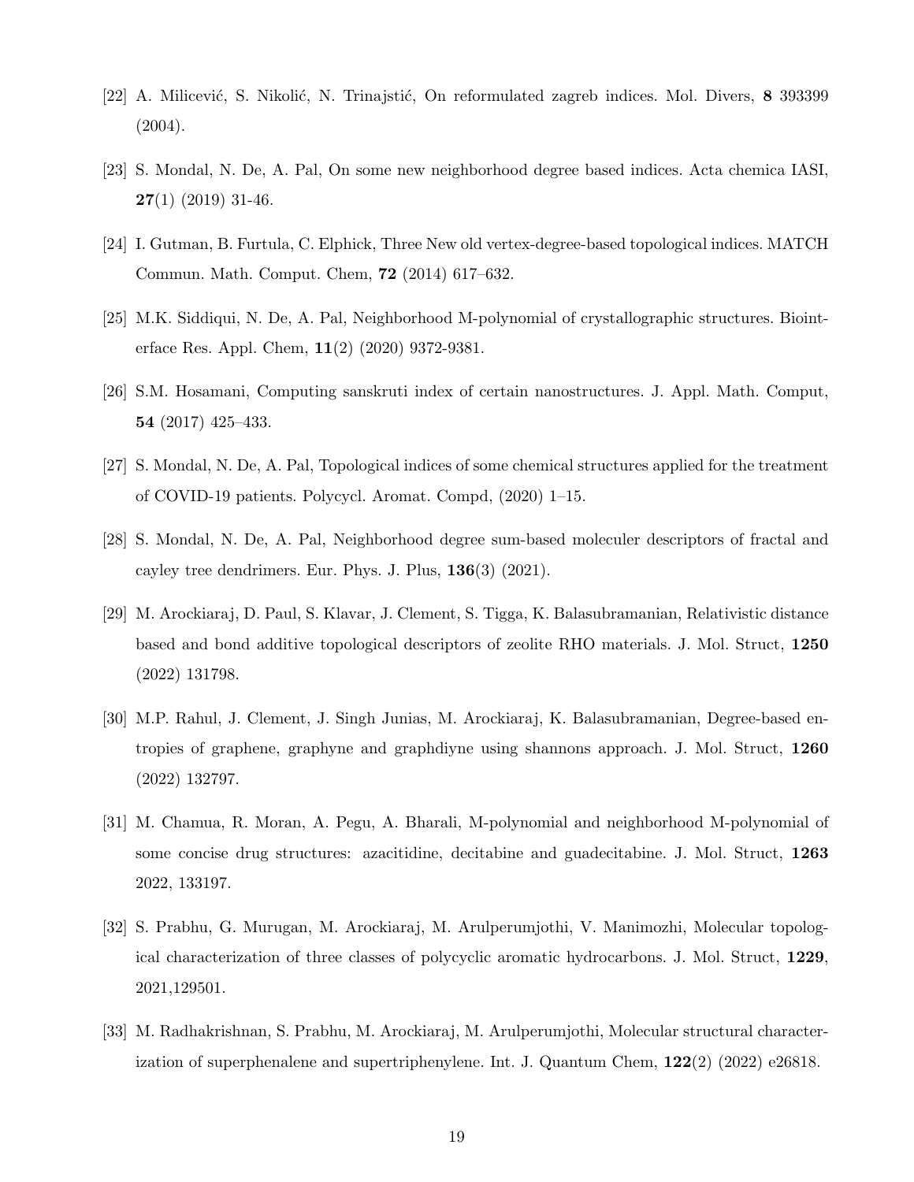[22] A. Milicević, S. Nikolić, N. Trinajstić, On reformulated zagreb indices. Mol. Divers, **8** 393399 (2004).

[23] S. Mondal, N. De, A. Pal, On some new neighborhood degree based indices. Acta chemica IASI, **27**(1) (2019) 31-46.

[24] I. Gutman, B. Furtula, C. Elphick, Three New old vertex-degree-based topological indices. MATCH Commun. Math. Comput. Chem, **72** (2014) 617–632.

[25] M.K. Siddiqui, N. De, A. Pal, Neighborhood M-polynomial of crystallographic structures. Biointerface Res. Appl. Chem, **11**(2) (2020) 9372-9381.

[26] S.M. Hosamani, Computing sanskruti index of certain nanostructures. J. Appl. Math. Comput, **54** (2017) 425–433.

[27] S. Mondal, N. De, A. Pal, Topological indices of some chemical structures applied for the treatment of COVID-19 patients. Polycycl. Aromat. Compd, (2020) 1–15.

[28] S. Mondal, N. De, A. Pal, Neighborhood degree sum-based moleculer descriptors of fractal and cayley tree dendrimers. Eur. Phys. J. Plus, **136**(3) (2021).

[29] M. Arockiaraj, D. Paul, S. Klavar, J. Clement, S. Tigga, K. Balasubramanian, Relativistic distance based and bond additive topological descriptors of zeolite RHO materials. J. Mol. Struct, **1250** (2022) 131798.

[30] M.P. Rahul, J. Clement, J. Singh Junias, M. Arockiaraj, K. Balasubramanian, Degree-based entropies of graphene, graphyne and graphdiyne using shannons approach. J. Mol. Struct, **1260** (2022) 132797.

[31] M. Chamua, R. Moran, A. Pegu, A. Bharali, M-polynomial and neighborhood M-polynomial of some concise drug structures: azacitidine, decitabine and guadecitabine. J. Mol. Struct, **1263** 2022, 133197.

[32] S. Prabhu, G. Murugan, M. Arockiaraj, M. Arulperumjothi, V. Manimozhi, Molecular topological characterization of three classes of polycyclic aromatic hydrocarbons. J. Mol. Struct, **1229**, 2021,129501.

[33] M. Radhakrishnan, S. Prabhu, M. Arockiaraj, M. Arulperumjothi, Molecular structural characterization of superphenalene and supertriphenylene. Int. J. Quantum Chem, **122**(2) (2022) e26818.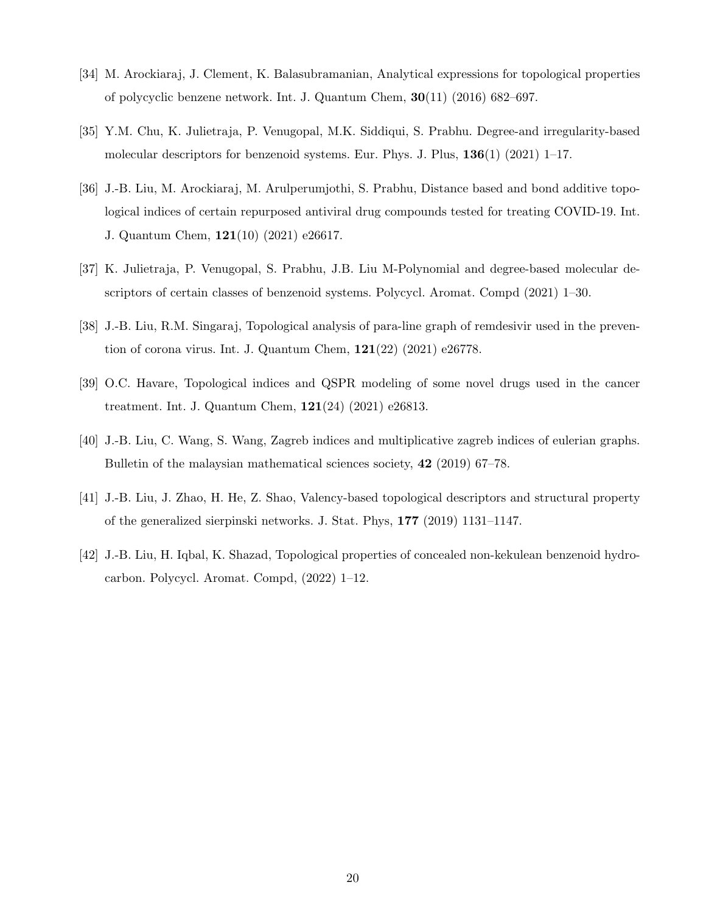[34] M. Arockiaraj, J. Clement, K. Balasubramanian, Analytical expressions for topological properties of polycyclic benzene network. Int. J. Quantum Chem, **30**(11) (2016) 682–697.

[35] Y.M. Chu, K. Julietraja, P. Venugopal, M.K. Siddiqui, S. Prabhu. Degree-and irregularity-based molecular descriptors for benzenoid systems. Eur. Phys. J. Plus, **136**(1) (2021) 1–17.

[36] J.-B. Liu, M. Arockiaraj, M. Arulperumjothi, S. Prabhu, Distance based and bond additive topological indices of certain repurposed antiviral drug compounds tested for treating COVID-19. Int. J. Quantum Chem, **121**(10) (2021) e26617.

[37] K. Julietraja, P. Venugopal, S. Prabhu, J.B. Liu M-Polynomial and degree-based molecular descriptors of certain classes of benzenoid systems. Polycycl. Aromat. Compd (2021) 1–30.

[38] J.-B. Liu, R.M. Singaraj, Topological analysis of para-line graph of remdesivir used in the prevention of corona virus. Int. J. Quantum Chem, **121**(22) (2021) e26778.

[39] O.C. Havare, Topological indices and QSPR modeling of some novel drugs used in the cancer treatment. Int. J. Quantum Chem, **121**(24) (2021) e26813.

[40] J.-B. Liu, C. Wang, S. Wang, Zagreb indices and multiplicative zagreb indices of eulerian graphs. Bulletin of the malaysian mathematical sciences society, **42** (2019) 67–78.

[41] J.-B. Liu, J. Zhao, H. He, Z. Shao, Valency-based topological descriptors and structural property of the generalized sierpinski networks. J. Stat. Phys, **177** (2019) 1131–1147.

[42] J.-B. Liu, H. Iqbal, K. Shazad, Topological properties of concealed non-kekulean benzenoid hydrocarbon. Polycycl. Aromat. Compd, (2022) 1–12.